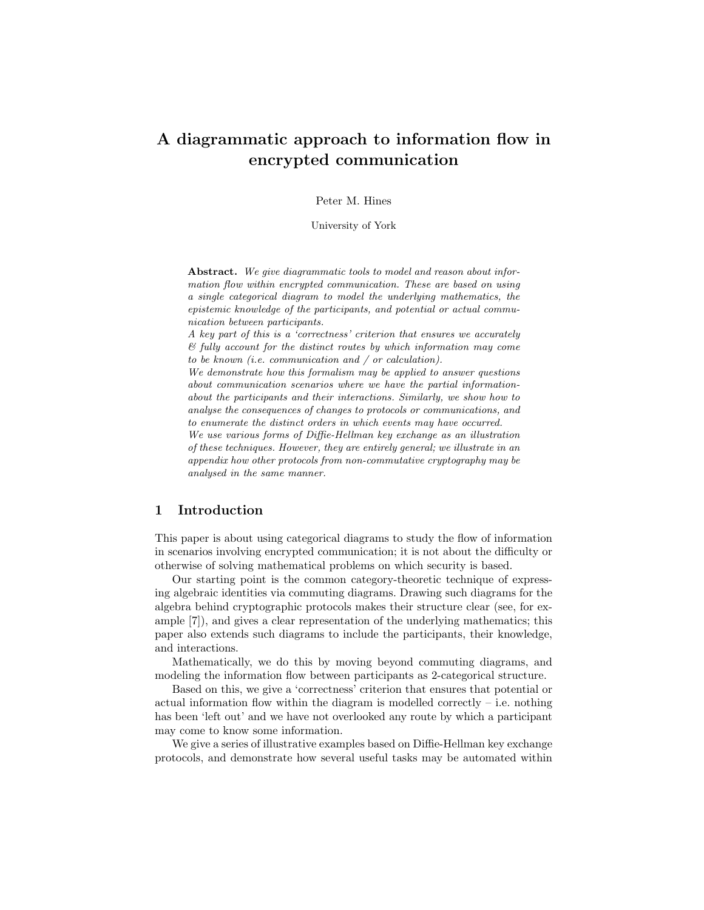# A diagrammatic approach to information flow in encrypted communication

Peter M. Hines

University of York

**Abstract.** *We give diagrammatic tools to model and reason about information flow within encrypted communication. These are based on using a single categorical diagram to model the underlying mathematics, the epistemic knowledge of the participants, and potential or actual communication between participants.*

*A key part of this is a 'correctness' criterion that ensures we accurately & fully account for the distinct routes by which information may come to be known (i.e. communication and / or calculation).*

*We demonstrate how this formalism may be applied to answer questions about communication scenarios where we have the partial information-about the participants and their interactions. Similarly, we show how to analyse the consequences of changes to protocols or communications, and to enumerate the distinct orders in which events may have occurred.*

*We use various forms of Diffie-Hellman key exchange as an illustration of these techniques. However, they are entirely general; we illustrate in an appendix how other protocols from non-commutative cryptography may be analysed in the same manner.*

## 1 Introduction

This paper is about using categorical diagrams to study the flow of information in scenarios involving encrypted communication; it is not about the difficulty or otherwise of solving mathematical problems on which security is based.

Our starting point is the common category-theoretic technique of expressing algebraic identities via commuting diagrams. Drawing such diagrams for the algebra behind cryptographic protocols makes their structure clear (see, for example [7]), and gives a clear representation of the underlying mathematics; this paper also extends such diagrams to include the participants, their knowledge, and interactions.

Mathematically, we do this by moving beyond commuting diagrams, and modeling the information flow between participants as 2-categorical structure.

Based on this, we give a 'correctness' criterion that ensures that potential or actual information flow within the diagram is modelled correctly – i.e. nothing has been 'left out' and we have not overlooked any route by which a participant may come to know some information.

We give a series of illustrative examples based on Diffie-Hellman key exchange protocols, and demonstrate how several useful tasks may be automated within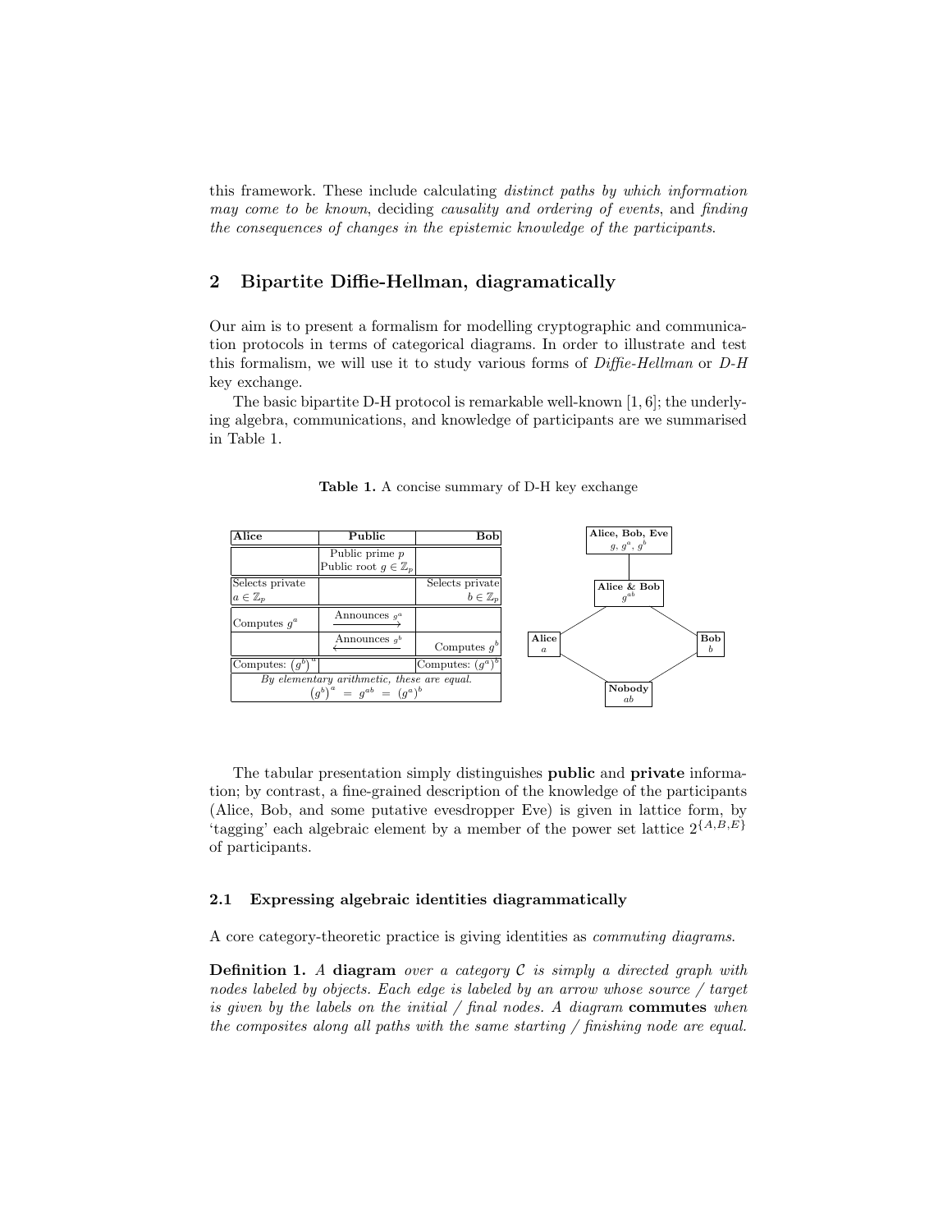this framework. These include calculating *distinct paths by which information may come to be known*, deciding *causality and ordering of events*, and *finding the consequences of changes in the epistemic knowledge of the participants*.

## 2 Bipartite Diffie-Hellman, diagramatically

Our aim is to present a formalism for modelling cryptographic and communication protocols in terms of categorical diagrams. In order to illustrate and test this formalism, we will use it to study various forms of *Diffie-Hellman* or *D-H* key exchange.

The basic bipartite D-H protocol is remarkable well-known [1, 6]; the underlying algebra, communications, and knowledge of participants are we summarised in Table 1.

**Table 1.** A concise summary of D-H key exchange

| **Alice** | **Public** | **Bob** |
|---|---|---|
| | Public prime $p$<br>Public root $g \in \mathbb{Z}_p$ | |
| Selects private<br>$a \in \mathbb{Z}_p$ | | Selects private<br>$b \in \mathbb{Z}_p$ |
| Computes $g^a$ | Announces $g^a$ $\longrightarrow$ | |
| | Announces $g^b$ $\longleftarrow$ | Computes $g^b$ |
| Computes: $\left(g^b\right)^a$ | | Computes: $\left(g^a\right)^b$ |
| *By elementary arithmetic, these are equal.*<br>$\left(g^b\right)^a = g^{ab} = \left(g^a\right)^b$ | | |

Lattice (top to bottom):

- **Alice, Bob, Eve**: $g$, $g^a$, $g^b$
- **Alice & Bob**: $g^{ab}$
- **Alice**: $a$ — **Bob**: $b$
- **Nobody**: $ab$

The tabular presentation simply distinguishes **public** and **private** information; by contrast, a fine-grained description of the knowledge of the participants (Alice, Bob, and some putative evesdropper Eve) is given in lattice form, by 'tagging' each algebraic element by a member of the power set lattice $2^{\{A,B,E\}}$ of participants.

### 2.1 Expressing algebraic identities diagrammatically

A core category-theoretic practice is giving identities as *commuting diagrams*.

**Definition 1.** *A* **diagram** *over a category $\mathcal{C}$ is simply a directed graph with nodes labeled by objects. Each edge is labeled by an arrow whose source / target is given by the labels on the initial / final nodes. A diagram* **commutes** *when the composites along all paths with the same starting / finishing node are equal.*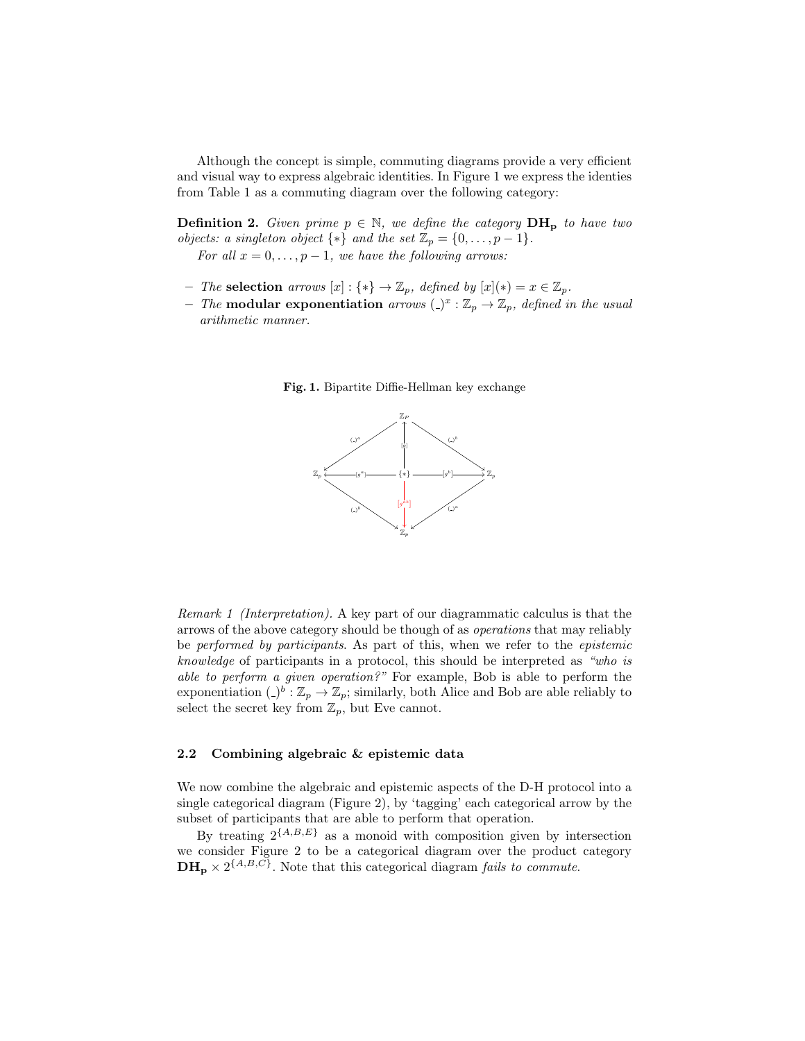Although the concept is simple, commuting diagrams provide a very efficient and visual way to express algebraic identities. In Figure 1 we express the identies from Table 1 as a commuting diagram over the following category:

**Definition 2.** *Given prime $p \in \mathbb{N}$, we define the category $\mathbf{DH_p}$ to have two objects: a singleton object $\{*\}$ and the set $\mathbb{Z}_p = \{0, \ldots, p-1\}$.*

*For all $x = 0, \ldots, p-1$, we have the following arrows:*

- *The* **selection** *arrows $[x] : \{*\} \to \mathbb{Z}_p$, defined by $[x](*) = x \in \mathbb{Z}_p$.*
- *The* **modular exponentiation** *arrows $(\_)^x : \mathbb{Z}_p \to \mathbb{Z}_p$, defined in the usual arithmetic manner.*

**Fig. 1.** Bipartite Diffie-Hellman key exchange

*Remark 1 (Interpretation).* A key part of our diagrammatic calculus is that the arrows of the above category should be though of as *operations* that may reliably be *performed by participants*. As part of this, when we refer to the *epistemic knowledge* of participants in a protocol, this should be interpreted as *"who is able to perform a given operation?"* For example, Bob is able to perform the exponentiation $(\_)^b : \mathbb{Z}_p \to \mathbb{Z}_p$; similarly, both Alice and Bob are able reliably to select the secret key from $\mathbb{Z}_p$, but Eve cannot.

### 2.2 Combining algebraic & epistemic data

We now combine the algebraic and epistemic aspects of the D-H protocol into a single categorical diagram (Figure 2), by 'tagging' each categorical arrow by the subset of participants that are able to perform that operation.

By treating $2^{\{A,B,E\}}$ as a monoid with composition given by intersection we consider Figure 2 to be a categorical diagram over the product category $\mathbf{DH_p} \times 2^{\{A,B,C\}}$. Note that this categorical diagram *fails to commute*.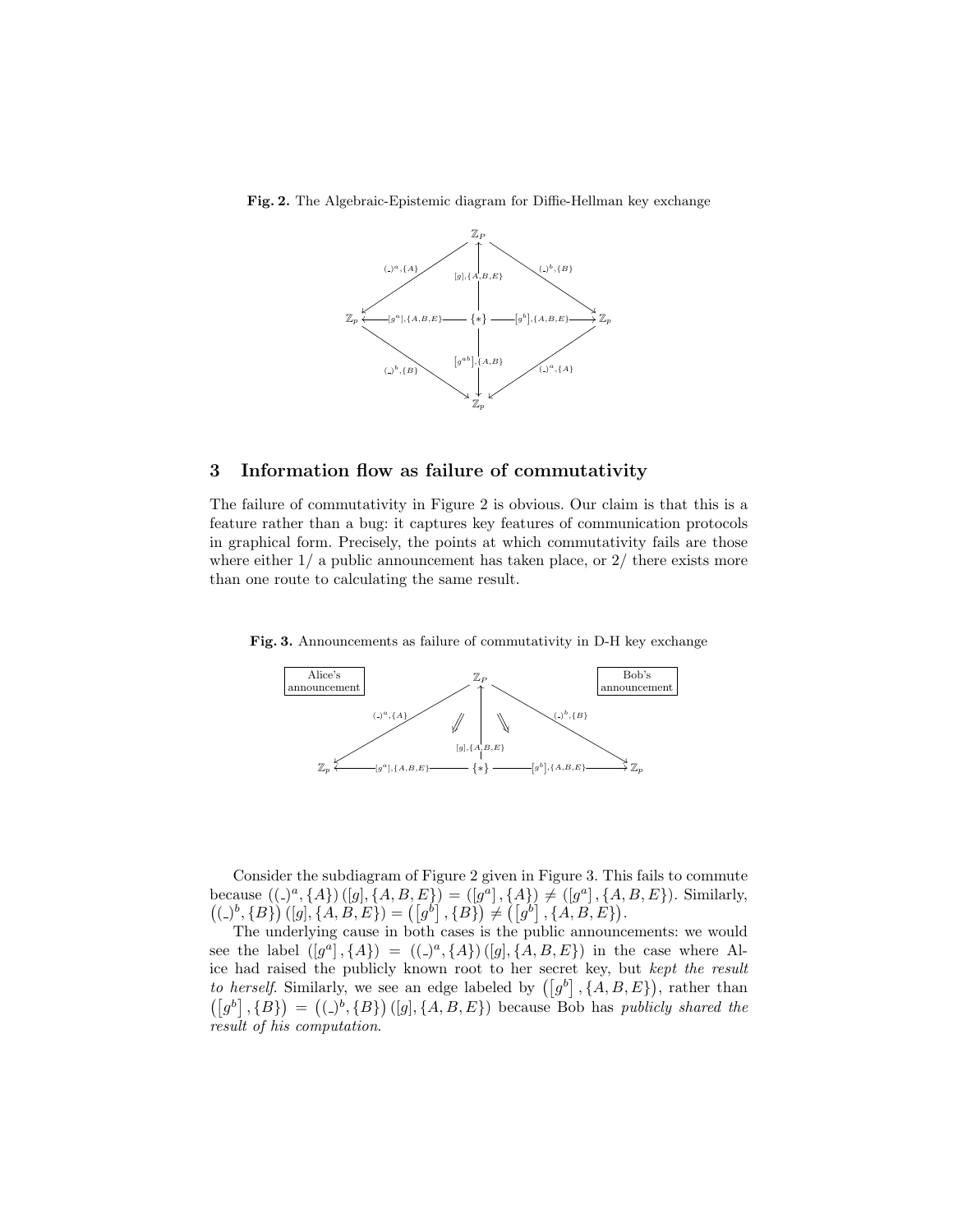**Fig. 2.** The Algebraic-Epistemic diagram for Diffie-Hellman key exchange

**Fig. 3.** Announcements as failure of commutativity in D-H key exchange

## 3 Information flow as failure of commutativity

The failure of commutativity in Figure 2 is obvious. Our claim is that this is a feature rather than a bug: it captures key features of communication protocols in graphical form. Precisely, the points at which commutativity fails are those where either 1/ a public announcement has taken place, or 2/ there exists more than one route to calculating the same result.

Consider the subdiagram of Figure 2 given in Figure 3. This fails to commute because $((\_)^a, \{A\})([g], \{A, B, E\}) = ([g^a], \{A\}) \neq ([g^a], \{A, B, E\})$. Similarly, $((\_)^b, \{B\})([g], \{A, B, E\}) = ([g^b], \{B\}) \neq ([g^b], \{A, B, E\})$.

The underlying cause in both cases is the public announcements: we would see the label $([g^a], \{A\}) = ((\_)^a, \{A\})([g], \{A, B, E\})$ in the case where Alice had raised the publicly known root to her secret key, but *kept the result to herself*. Similarly, we see an edge labeled by $([g^b], \{A, B, E\})$, rather than $([g^b], \{B\}) = ((\_)^b, \{B\})([g], \{A, B, E\})$ because Bob has *publicly shared the result of his computation*.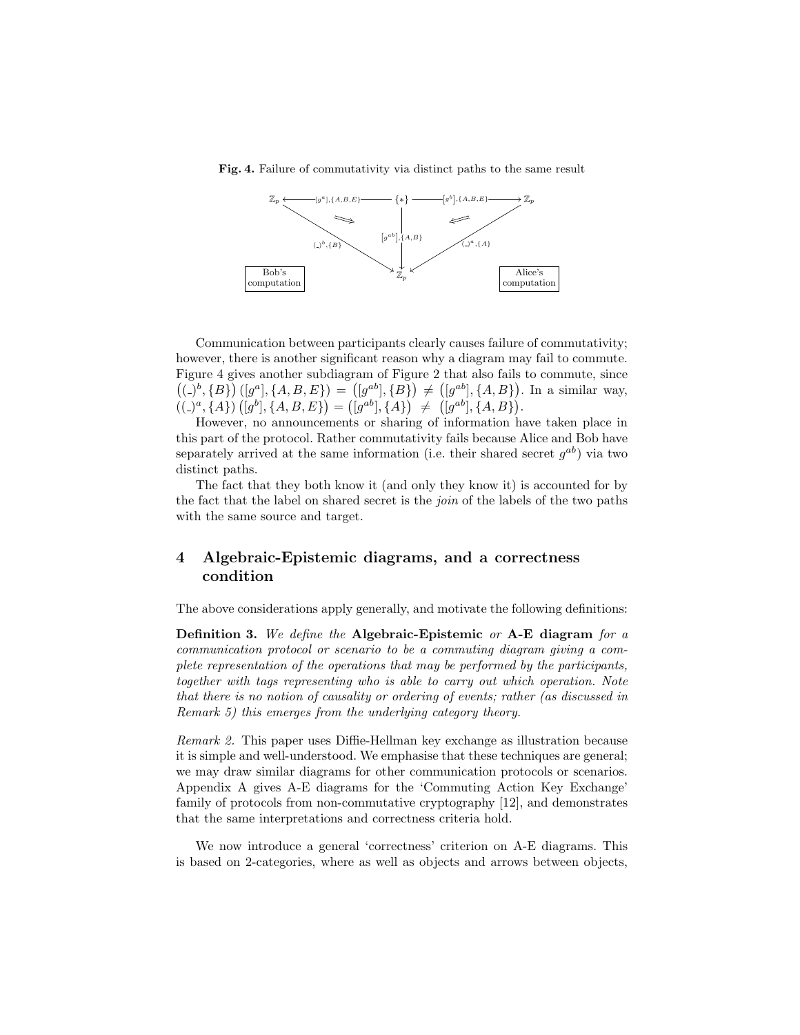**Fig. 4.** Failure of commutativity via distinct paths to the same result

Communication between participants clearly causes failure of commutativity; however, there is another significant reason why a diagram may fail to commute. Figure 4 gives another subdiagram of Figure 2 that also fails to commute, since $\left((\_)^b, \{B\}\right)([g^a], \{A,B,E\}) = \left([g^{ab}], \{B\}\right) \neq \left([g^{ab}], \{A,B\}\right)$. In a similar way, $((\_)^a, \{A\})\left([g^b], \{A,B,E\}\right) = \left([g^{ab}], \{A\}\right) \neq \left([g^{ab}], \{A,B\}\right)$.

However, no announcements or sharing of information have taken place in this part of the protocol. Rather commutativity fails because Alice and Bob have separately arrived at the same information (i.e. their shared secret $g^{ab}$) via two distinct paths.

The fact that they both know it (and only they know it) is accounted for by the fact that the label on shared secret is the *join* of the labels of the two paths with the same source and target.

## 4 Algebraic-Epistemic diagrams, and a correctness condition

The above considerations apply generally, and motivate the following definitions:

**Definition 3.** *We define the* **Algebraic-Epistemic** *or* **A-E diagram** *for a communication protocol or scenario to be a commuting diagram giving a complete representation of the operations that may be performed by the participants, together with tags representing who is able to carry out which operation. Note that there is no notion of causality or ordering of events; rather (as discussed in Remark 5) this emerges from the underlying category theory.*

*Remark 2.* This paper uses Diffie-Hellman key exchange as illustration because it is simple and well-understood. We emphasise that these techniques are general; we may draw similar diagrams for other communication protocols or scenarios. Appendix A gives A-E diagrams for the 'Commuting Action Key Exchange' family of protocols from non-commutative cryptography [12], and demonstrates that the same interpretations and correctness criteria hold.

We now introduce a general 'correctness' criterion on A-E diagrams. This is based on 2-categories, where as well as objects and arrows between objects,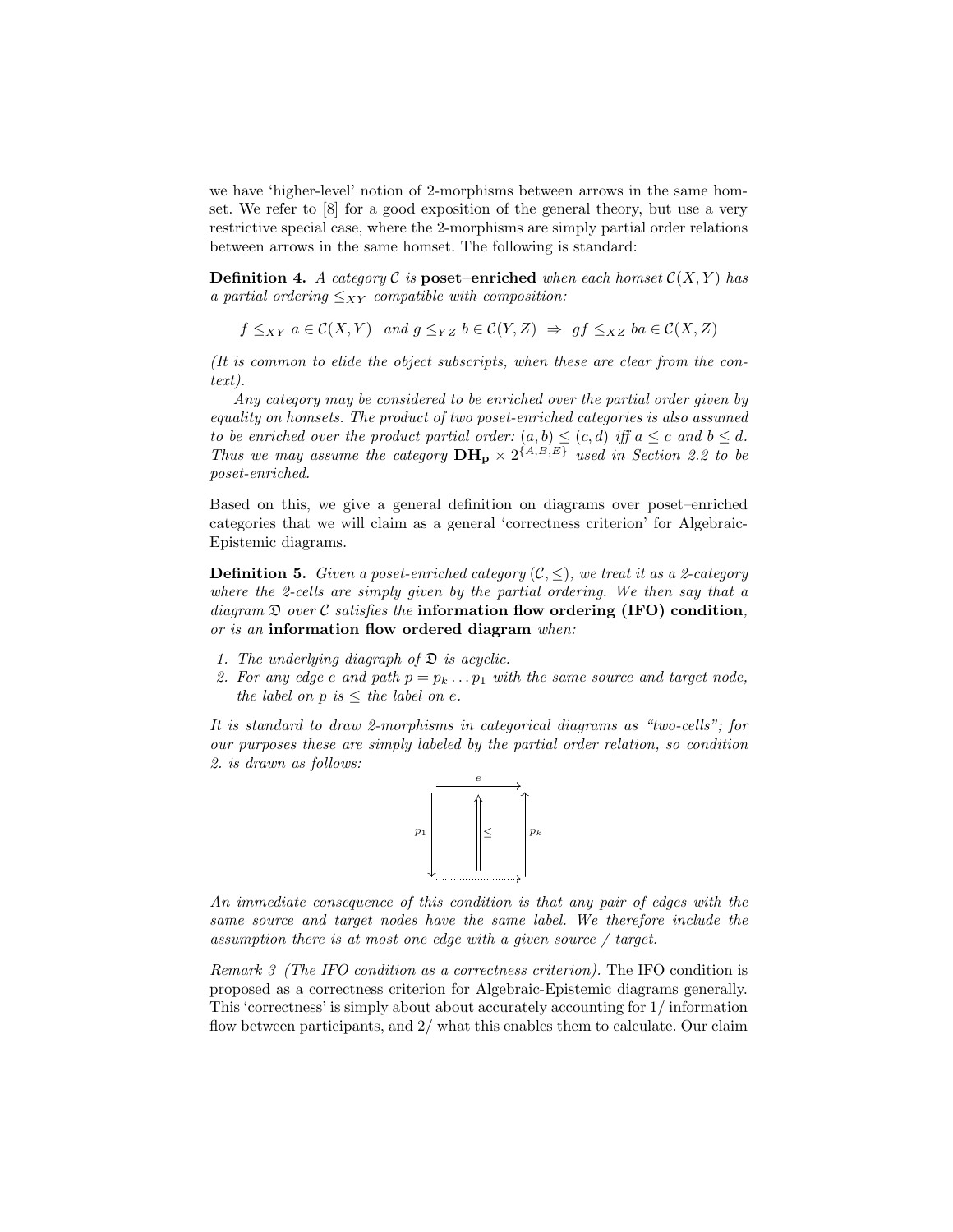we have 'higher-level' notion of 2-morphisms between arrows in the same homset. We refer to [8] for a good exposition of the general theory, but use a very restrictive special case, where the 2-morphisms are simply partial order relations between arrows in the same homset. The following is standard:

**Definition 4.** *A category $\mathcal{C}$ is* **poset–enriched** *when each homset $\mathcal{C}(X,Y)$ has a partial ordering $\leq_{XY}$ compatible with composition:*

$$f \leq_{XY} a \in \mathcal{C}(X,Y) \ \text{ and } g \leq_{YZ} b \in \mathcal{C}(Y,Z) \ \Rightarrow \ gf \leq_{XZ} ba \in \mathcal{C}(X,Z)$$

*(It is common to elide the object subscripts, when these are clear from the context).*

*Any category may be considered to be enriched over the partial order given by equality on homsets. The product of two poset-enriched categories is also assumed to be enriched over the product partial order: $(a,b) \leq (c,d)$ iff $a \leq c$ and $b \leq d$. Thus we may assume the category $\mathbf{DH_p} \times 2^{\{A,B,E\}}$ used in Section 2.2 to be poset-enriched.*

Based on this, we give a general definition on diagrams over poset–enriched categories that we will claim as a general 'correctness criterion' for Algebraic-Epistemic diagrams.

**Definition 5.** *Given a poset-enriched category $(\mathcal{C}, \leq)$, we treat it as a 2-category where the 2-cells are simply given by the partial ordering. We then say that a diagram $\mathfrak{D}$ over $\mathcal{C}$ satisfies the* **information flow ordering (IFO) condition***, or is an* **information flow ordered diagram** *when:*

1. *The underlying diagraph of $\mathfrak{D}$ is acyclic.*
2. *For any edge $e$ and path $p = p_k \ldots p_1$ with the same source and target node, the label on $p$ is $\leq$ the label on $e$.*

*It is standard to draw 2-morphisms in categorical diagrams as "two-cells"; for our purposes these are simply labeled by the partial order relation, so condition 2. is drawn as follows:*

$$\begin{array}{ccc} \bullet & \xrightarrow{\quad e \quad} & \bullet \\ {\scriptstyle p_1}\big\downarrow & \Uparrow \leq & \big\uparrow{\scriptstyle p_k} \\ \bullet & \cdots\cdots\cdots\rightarrow & \bullet \end{array}$$

*An immediate consequence of this condition is that any pair of edges with the same source and target nodes have the same label. We therefore include the assumption there is at most one edge with a given source / target.*

*Remark 3 (The IFO condition as a correctness criterion).* The IFO condition is proposed as a correctness criterion for Algebraic-Epistemic diagrams generally. This 'correctness' is simply about about accurately accounting for 1/ information flow between participants, and 2/ what this enables them to calculate. Our claim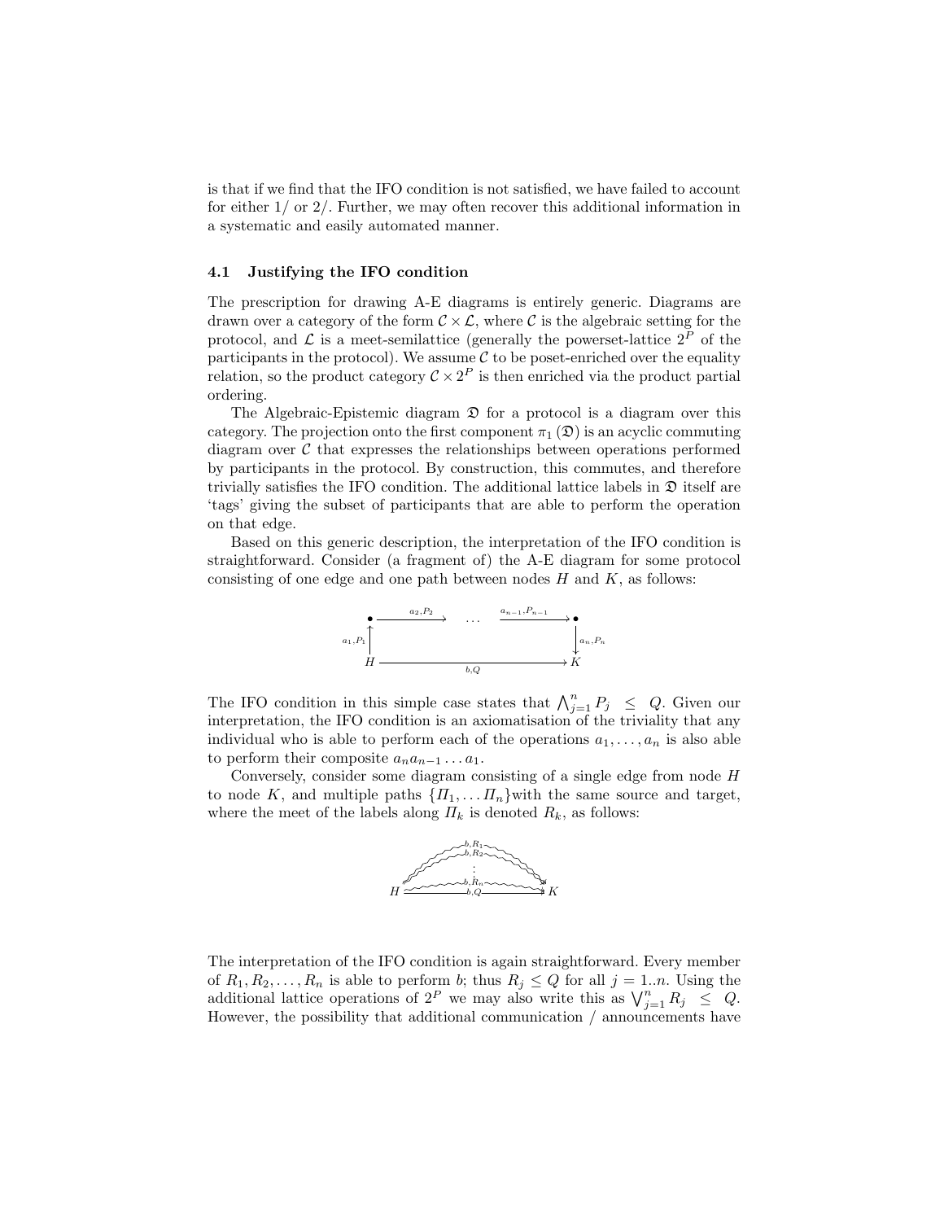is that if we find that the IFO condition is not satisfied, we have failed to account for either 1/ or 2/. Further, we may often recover this additional information in a systematic and easily automated manner.

### 4.1 Justifying the IFO condition

The prescription for drawing A-E diagrams is entirely generic. Diagrams are drawn over a category of the form $\mathcal{C} \times \mathcal{L}$, where $\mathcal{C}$ is the algebraic setting for the protocol, and $\mathcal{L}$ is a meet-semilattice (generally the powerset-lattice $2^P$ of the participants in the protocol). We assume $\mathcal{C}$ to be poset-enriched over the equality relation, so the product category $\mathcal{C} \times 2^P$ is then enriched via the product partial ordering.

The Algebraic-Epistemic diagram $\mathfrak{D}$ for a protocol is a diagram over this category. The projection onto the first component $\pi_1(\mathfrak{D})$ is an acyclic commuting diagram over $\mathcal{C}$ that expresses the relationships between operations performed by participants in the protocol. By construction, this commutes, and therefore trivially satisfies the IFO condition. The additional lattice labels in $\mathfrak{D}$ itself are 'tags' giving the subset of participants that are able to perform the operation on that edge.

Based on this generic description, the interpretation of the IFO condition is straightforward. Consider (a fragment of) the A-E diagram for some protocol consisting of one edge and one path between nodes $H$ and $K$, as follows:

$$
\begin{array}{ccccc}
\bullet & \xrightarrow{a_2, P_2} & \cdots & \xrightarrow{a_{n-1}, P_{n-1}} & \bullet \\
{\scriptstyle a_1, P_1} \uparrow & & & & \downarrow {\scriptstyle a_n, P_n} \\
H & & \xrightarrow[b, Q]{} & & K
\end{array}
$$

The IFO condition in this simple case states that $\bigwedge_{j=1}^{n} P_j \;\; \leq \;\; Q$. Given our interpretation, the IFO condition is an axiomatisation of the triviality that any individual who is able to perform each of the operations $a_1, \ldots, a_n$ is also able to perform their composite $a_n a_{n-1} \ldots a_1$.

Conversely, consider some diagram consisting of a single edge from node $H$ to node $K$, and multiple paths $\{\Pi_1, \ldots \Pi_n\}$with the same source and target, where the meet of the labels along $\Pi_k$ is denoted $R_k$, as follows:

$$
H \; \underset{b,Q}{\longrightarrow} \; K \qquad \text{with paths } H \overset{b,R_1}{\rightsquigarrow} K,\; H \overset{b,R_2}{\rightsquigarrow} K,\; \ldots,\; H \overset{b,R_n}{\rightsquigarrow} K
$$

The interpretation of the IFO condition is again straightforward. Every member of $R_1, R_2, \ldots, R_n$ is able to perform $b$; thus $R_j \leq Q$ for all $j = 1..n$. Using the additional lattice operations of $2^P$ we may also write this as $\bigvee_{j=1}^{n} R_j \;\; \leq \;\; Q$. However, the possibility that additional communication / announcements have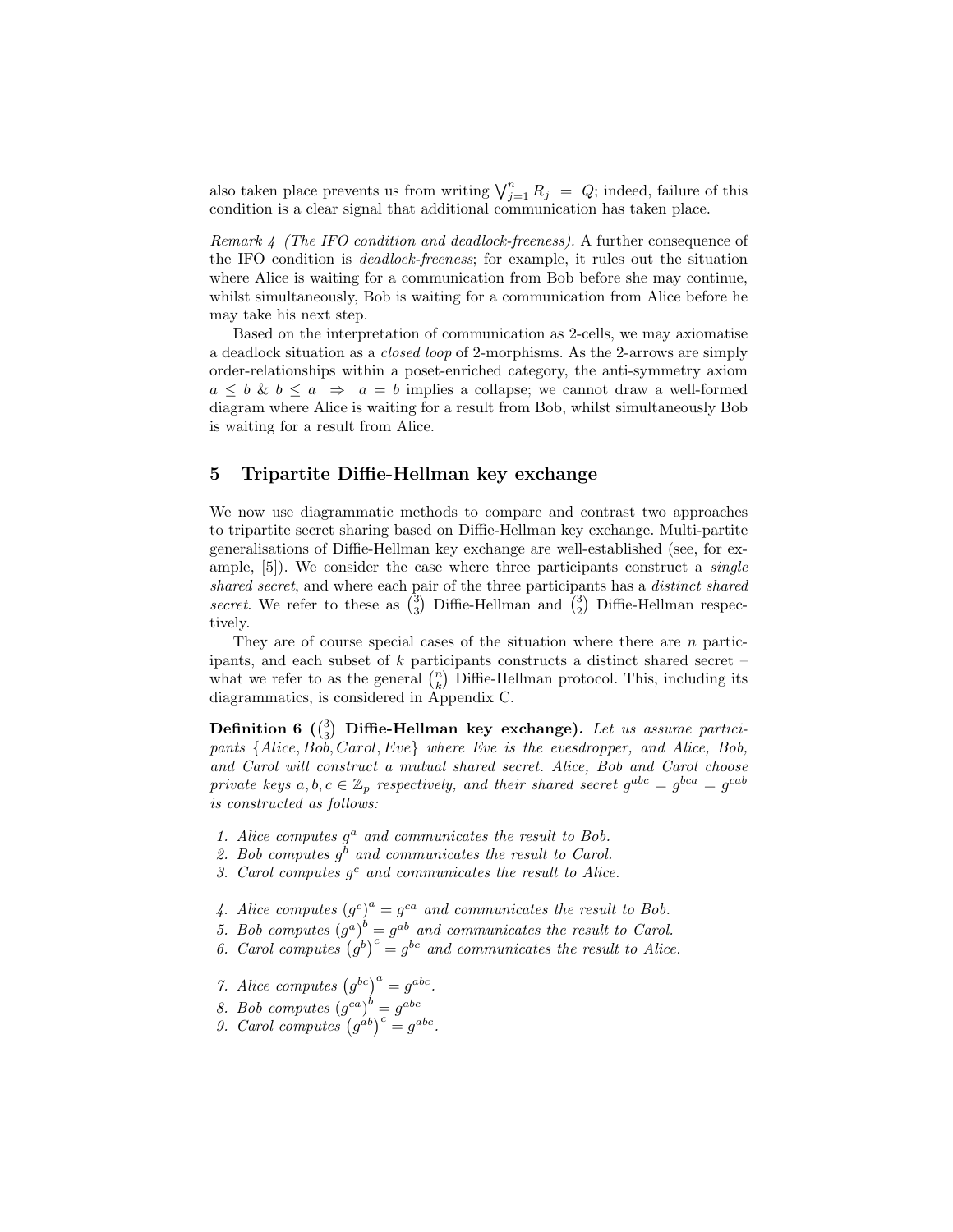also taken place prevents us from writing $\bigvee_{j=1}^{n} R_j = Q$; indeed, failure of this condition is a clear signal that additional communication has taken place.

*Remark 4 (The IFO condition and deadlock-freeness).* A further consequence of the IFO condition is *deadlock-freeness*; for example, it rules out the situation where Alice is waiting for a communication from Bob before she may continue, whilst simultaneously, Bob is waiting for a communication from Alice before he may take his next step.

Based on the interpretation of communication as 2-cells, we may axiomatise a deadlock situation as a *closed loop* of 2-morphisms. As the 2-arrows are simply order-relationships within a poset-enriched category, the anti-symmetry axiom $a \leq b \ \& \ b \leq a \ \Rightarrow \ a = b$ implies a collapse; we cannot draw a well-formed diagram where Alice is waiting for a result from Bob, whilst simultaneously Bob is waiting for a result from Alice.

## 5 Tripartite Diffie-Hellman key exchange

We now use diagrammatic methods to compare and contrast two approaches to tripartite secret sharing based on Diffie-Hellman key exchange. Multi-partite generalisations of Diffie-Hellman key exchange are well-established (see, for example, [5]). We consider the case where three participants construct a *single shared secret*, and where each pair of the three participants has a *distinct shared secret*. We refer to these as $\binom{3}{3}$ Diffie-Hellman and $\binom{3}{2}$ Diffie-Hellman respectively.

They are of course special cases of the situation where there are $n$ participants, and each subset of $k$ participants constructs a distinct shared secret – what we refer to as the general $\binom{n}{k}$ Diffie-Hellman protocol. This, including its diagrammatics, is considered in Appendix C.

**Definition 6 ($\binom{3}{3}$ Diffie-Hellman key exchange).** *Let us assume participants $\{Alice, Bob, Carol, Eve\}$ where Eve is the evesdropper, and Alice, Bob, and Carol will construct a mutual shared secret. Alice, Bob and Carol choose private keys $a, b, c \in \mathbb{Z}_p$ respectively, and their shared secret $g^{abc} = g^{bca} = g^{cab}$ is constructed as follows:*

1. *Alice computes $g^a$ and communicates the result to Bob.*
2. *Bob computes $g^b$ and communicates the result to Carol.*
3. *Carol computes $g^c$ and communicates the result to Alice.*

4. *Alice computes $(g^c)^a = g^{ca}$ and communicates the result to Bob.*
5. *Bob computes $(g^a)^b = g^{ab}$ and communicates the result to Carol.*
6. *Carol computes $(g^b)^c = g^{bc}$ and communicates the result to Alice.*

7. *Alice computes $(g^{bc})^a = g^{abc}$.*
8. *Bob computes $(g^{ca})^b = g^{abc}$*
9. *Carol computes $(g^{ab})^c = g^{abc}$.*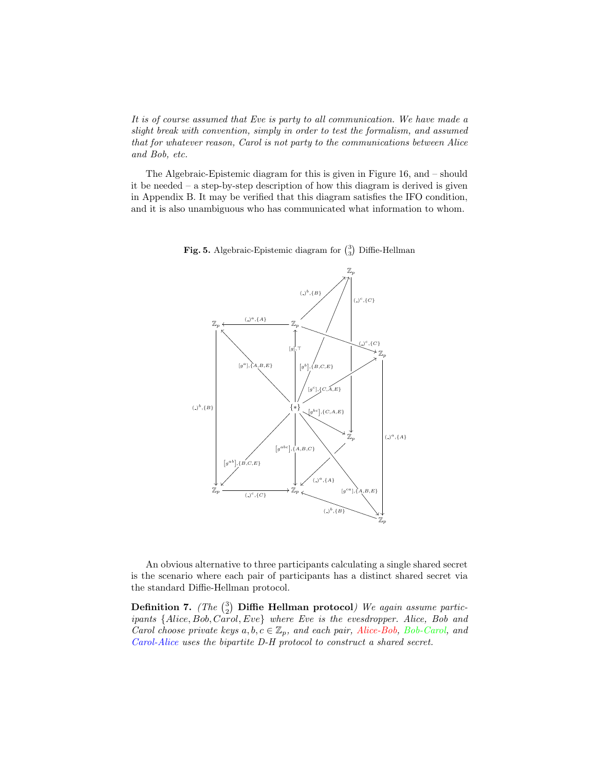*It is of course assumed that Eve is party to all communication. We have made a slight break with convention, simply in order to test the formalism, and assumed that for whatever reason, Carol is not party to the communications between Alice and Bob, etc.*

The Algebraic-Epistemic diagram for this is given in Figure 16, and – should it be needed – a step-by-step description of how this diagram is derived is given in Appendix B. It may be verified that this diagram satisfies the IFO condition, and it is also unambiguous who has communicated what information to whom.

**Fig. 5.** Algebraic-Epistemic diagram for $\binom{3}{3}$ Diffie-Hellman

An obvious alternative to three participants calculating a single shared secret is the scenario where each pair of participants has a distinct shared secret via the standard Diffie-Hellman protocol.

**Definition 7.** *(The* $\binom{3}{2}$ **Diffie Hellman protocol***) We again assume participants* $\{Alice, Bob, Carol, Eve\}$ *where Eve is the evesdropper. Alice, Bob and Carol choose private keys* $a, b, c \in \mathbb{Z}_p$*, and each pair, Alice-Bob, Bob-Carol, and Carol-Alice uses the bipartite D-H protocol to construct a shared secret.*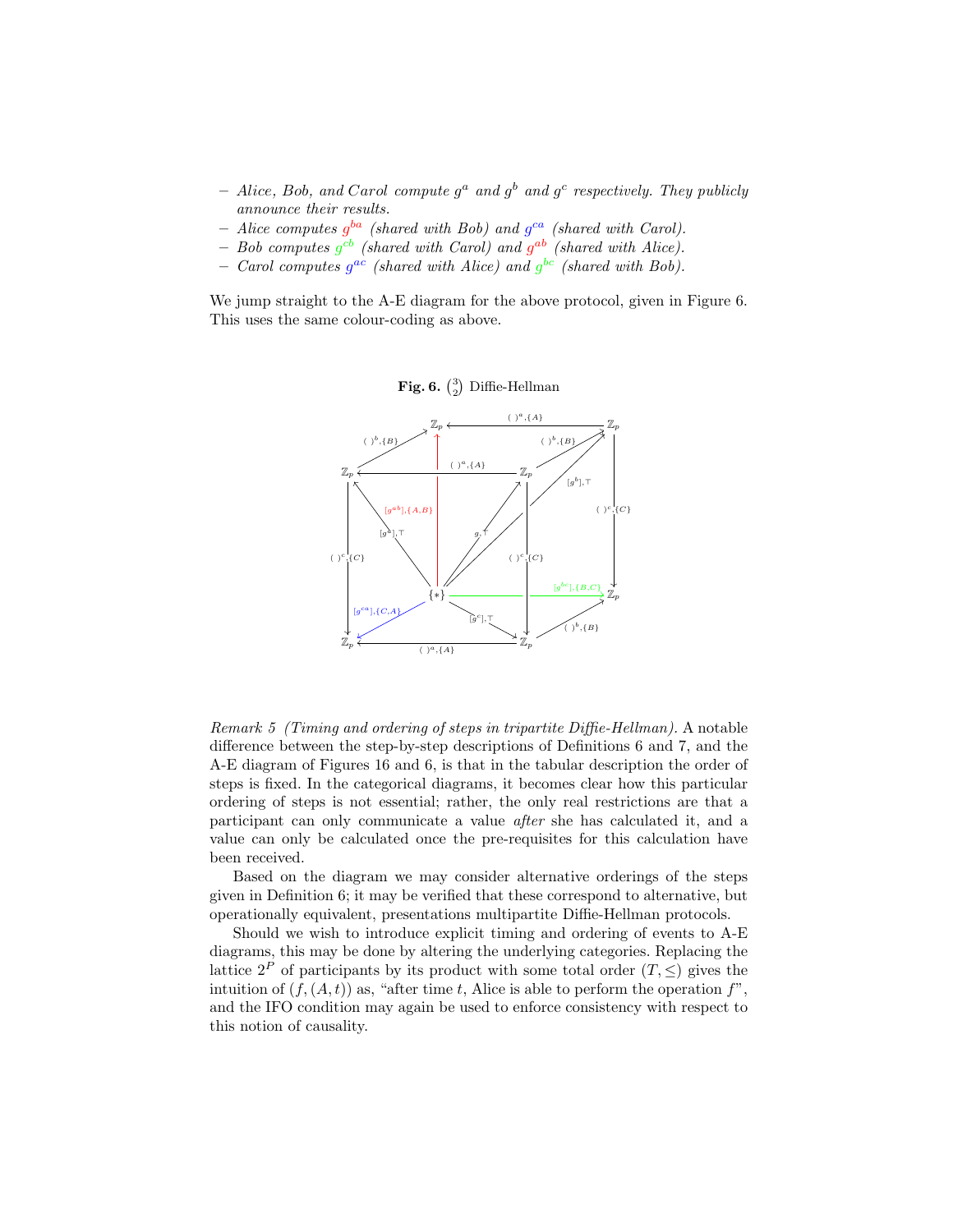- *Alice, Bob, and Carol compute $g^a$ and $g^b$ and $g^c$ respectively. They publicly announce their results.*
- *Alice computes $g^{ba}$ (shared with Bob) and $g^{ca}$ (shared with Carol).*
- *Bob computes $g^{cb}$ (shared with Carol) and $g^{ab}$ (shared with Alice).*
- *Carol computes $g^{ac}$ (shared with Alice) and $g^{bc}$ (shared with Bob).*

We jump straight to the A-E diagram for the above protocol, given in Figure 6. This uses the same colour-coding as above.

**Fig. 6.** $\binom{3}{2}$ Diffie-Hellman

*Remark 5 (Timing and ordering of steps in tripartite Diffie-Hellman).* A notable difference between the step-by-step descriptions of Definitions 6 and 7, and the A-E diagram of Figures 16 and 6, is that in the tabular description the order of steps is fixed. In the categorical diagrams, it becomes clear how this particular ordering of steps is not essential; rather, the only real restrictions are that a participant can only communicate a value *after* she has calculated it, and a value can only be calculated once the pre-requisites for this calculation have been received.

Based on the diagram we may consider alternative orderings of the steps given in Definition 6; it may be verified that these correspond to alternative, but operationally equivalent, presentations multipartite Diffie-Hellman protocols.

Should we wish to introduce explicit timing and ordering of events to A-E diagrams, this may be done by altering the underlying categories. Replacing the lattice $2^P$ of participants by its product with some total order $(T, \leq)$ gives the intuition of $(f, (A, t))$ as, "after time $t$, Alice is able to perform the operation $f$", and the IFO condition may again be used to enforce consistency with respect to this notion of causality.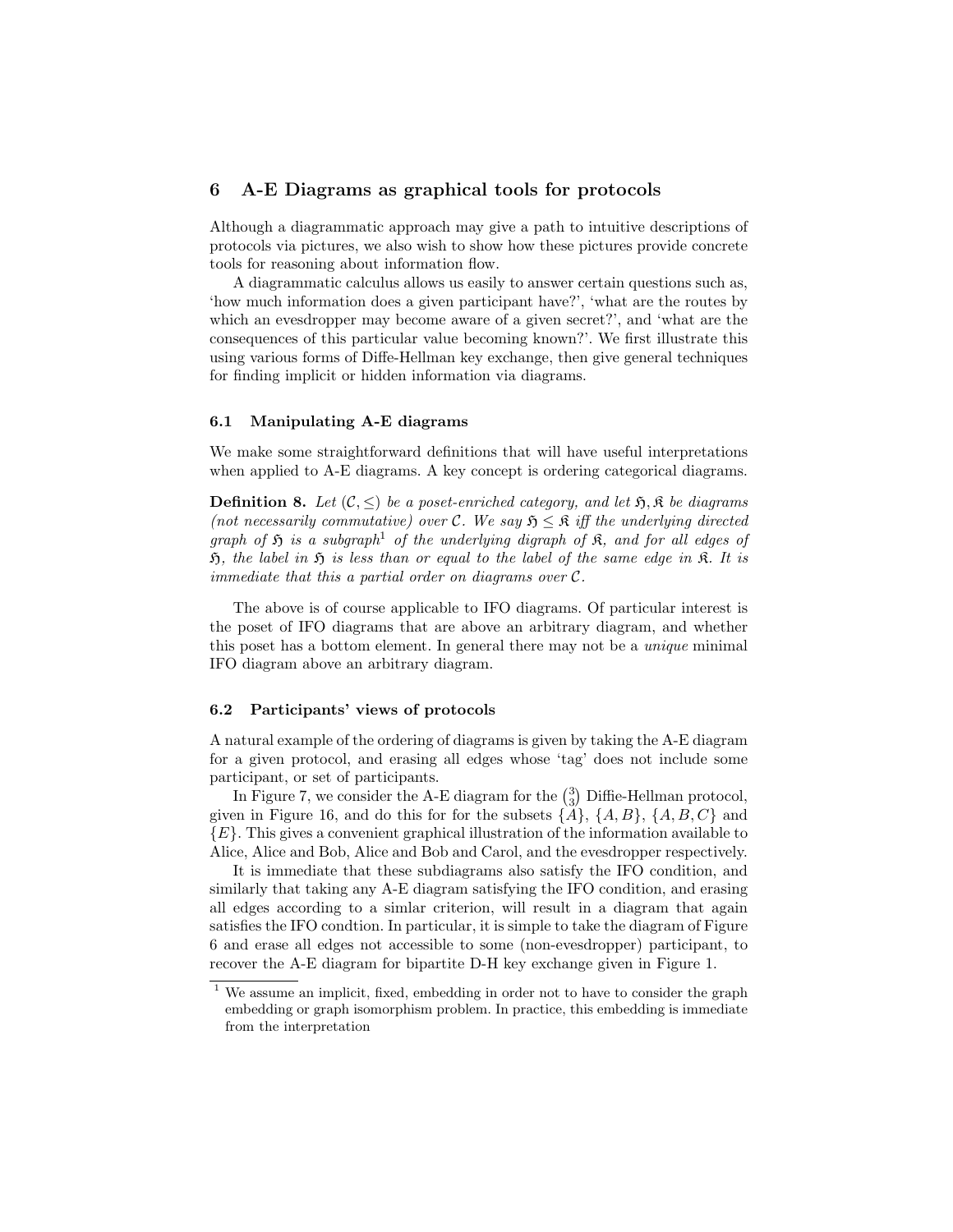## 6 A-E Diagrams as graphical tools for protocols

Although a diagrammatic approach may give a path to intuitive descriptions of protocols via pictures, we also wish to show how these pictures provide concrete tools for reasoning about information flow.

A diagrammatic calculus allows us easily to answer certain questions such as, 'how much information does a given participant have?', 'what are the routes by which an evesdropper may become aware of a given secret?', and 'what are the consequences of this particular value becoming known?'. We first illustrate this using various forms of Diffe-Hellman key exchange, then give general techniques for finding implicit or hidden information via diagrams.

### 6.1 Manipulating A-E diagrams

We make some straightforward definitions that will have useful interpretations when applied to A-E diagrams. A key concept is ordering categorical diagrams.

**Definition 8.** *Let $(\mathcal{C}, \leq)$ be a poset-enriched category, and let $\mathfrak{H}, \mathfrak{K}$ be diagrams (not necessarily commutative) over $\mathcal{C}$. We say $\mathfrak{H} \leq \mathfrak{K}$ iff the underlying directed graph of $\mathfrak{H}$ is a subgraph[1] of the underlying digraph of $\mathfrak{K}$, and for all edges of $\mathfrak{H}$, the label in $\mathfrak{H}$ is less than or equal to the label of the same edge in $\mathfrak{K}$. It is immediate that this a partial order on diagrams over $\mathcal{C}$.*

The above is of course applicable to IFO diagrams. Of particular interest is the poset of IFO diagrams that are above an arbitrary diagram, and whether this poset has a bottom element. In general there may not be a *unique* minimal IFO diagram above an arbitrary diagram.

### 6.2 Participants' views of protocols

A natural example of the ordering of diagrams is given by taking the A-E diagram for a given protocol, and erasing all edges whose 'tag' does not include some participant, or set of participants.

In Figure 7, we consider the A-E diagram for the $\binom{3}{3}$ Diffie-Hellman protocol, given in Figure 16, and do this for for the subsets $\{A\}$, $\{A, B\}$, $\{A, B, C\}$ and $\{E\}$. This gives a convenient graphical illustration of the information available to Alice, Alice and Bob, Alice and Bob and Carol, and the evesdropper respectively.

It is immediate that these subdiagrams also satisfy the IFO condition, and similarly that taking any A-E diagram satisfying the IFO condition, and erasing all edges according to a simlar criterion, will result in a diagram that again satisfies the IFO condtion. In particular, it is simple to take the diagram of Figure 6 and erase all edges not accessible to some (non-evesdropper) participant, to recover the A-E diagram for bipartite D-H key exchange given in Figure 1.

[1] We assume an implicit, fixed, embedding in order not to have to consider the graph embedding or graph isomorphism problem. In practice, this embedding is immediate from the interpretation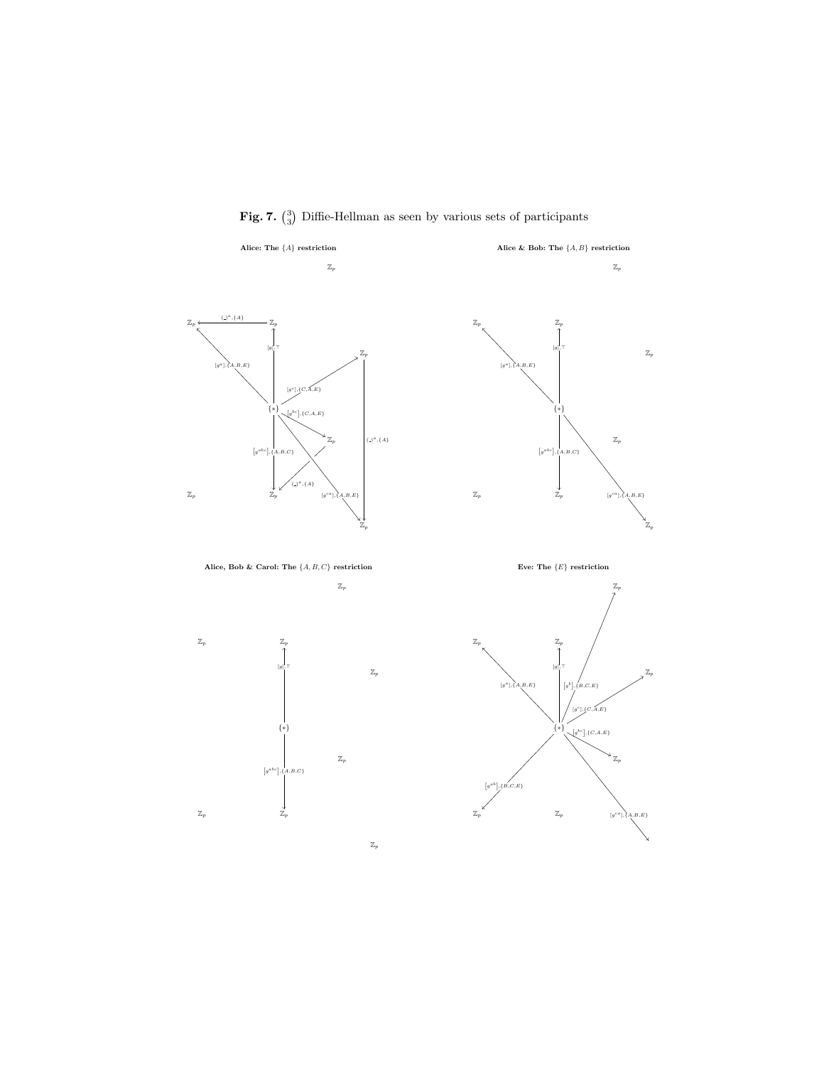**Fig. 7.** $\binom{3}{3}$ Diffie-Hellman as seen by various sets of participants

**Alice: The $\{A\}$ restriction**

$\mathbb{Z}_p$ $\xleftarrow{(\_)^a,\{A\}}$ $\mathbb{Z}_p$

$[g],\top$; $[g^a],\{A,B,E\}$; $[g^c],\{C,A,E\}$; $[g^{bc}],\{C,A,E\}$; $[g^{abc}],\{A,B,C\}$; $(\_)^a,\{A\}$; $[g^{ca}],\{A,B,E\}$; $(\_)^a,\{A\}$; $\{*\}$

**Alice & Bob: The $\{A,B\}$ restriction**

$[g],\top$; $[g^a],\{A,B,E\}$; $[g^{abc}],\{A,B,C\}$; $[g^{ca}],\{A,B,E\}$; $\{*\}$

**Alice, Bob & Carol: The $\{A,B,C\}$ restriction**

$[g],\top$; $[g^{abc}],\{A,B,C\}$; $\{*\}$

**Eve: The $\{E\}$ restriction**

$[g],\top$; $[g^a],\{A,B,E\}$; $[g^b],\{B,C,E\}$; $[g^c],\{C,A,E\}$; $[g^{bc}],\{C,A,E\}$; $[g^{ab}],\{B,C,E\}$; $[g^{ca}],\{A,B,E\}$; $\{*\}$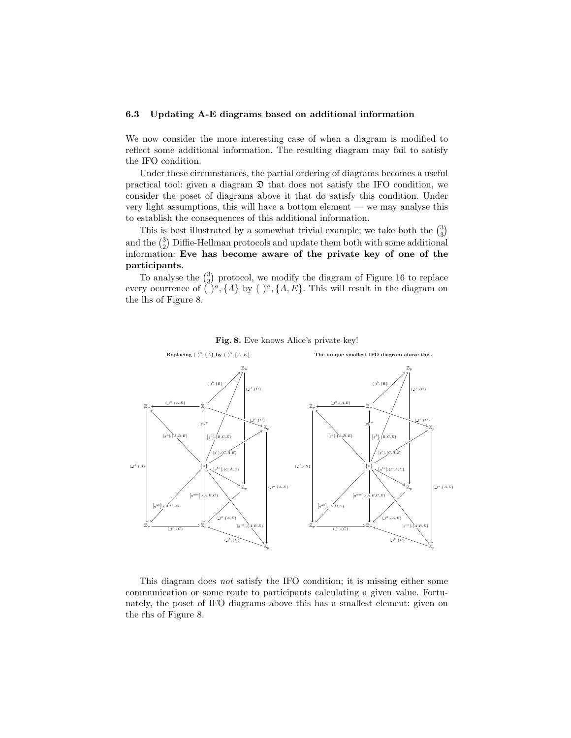### 6.3 Updating A-E diagrams based on additional information

We now consider the more interesting case of when a diagram is modified to reflect some additional information. The resulting diagram may fail to satisfy the IFO condition.

Under these circumstances, the partial ordering of diagrams becomes a useful practical tool: given a diagram $\mathfrak{D}$ that does not satisfy the IFO condition, we consider the poset of diagrams above it that do satisfy this condition. Under very light assumptions, this will have a bottom element — we may analyse this to establish the consequences of this additional information.

This is best illustrated by a somewhat trivial example; we take both the $\binom{3}{3}$ and the $\binom{3}{2}$ Diffie-Hellman protocols and update them both with some additional information: **Eve has become aware of the private key of one of the participants**.

To analyse the $\binom{3}{3}$ protocol, we modify the diagram of Figure 16 to replace every ocurrence of $(\ )^a, \{A\}$ by $(\ )^a, \{A, E\}$. This will result in the diagram on the lhs of Figure 8.

**Fig. 8.** Eve knows Alice's private key!

**Replacing $(\ )^a, \{A\}$ by $(\ )^a, \{A, E\}$** — **The unique smallest IFO diagram above this.**

This diagram does *not* satisfy the IFO condition; it is missing either some communication or some route to participants calculating a given value. Fortunately, the poset of IFO diagrams above this has a smallest element: given on the rhs of Figure 8.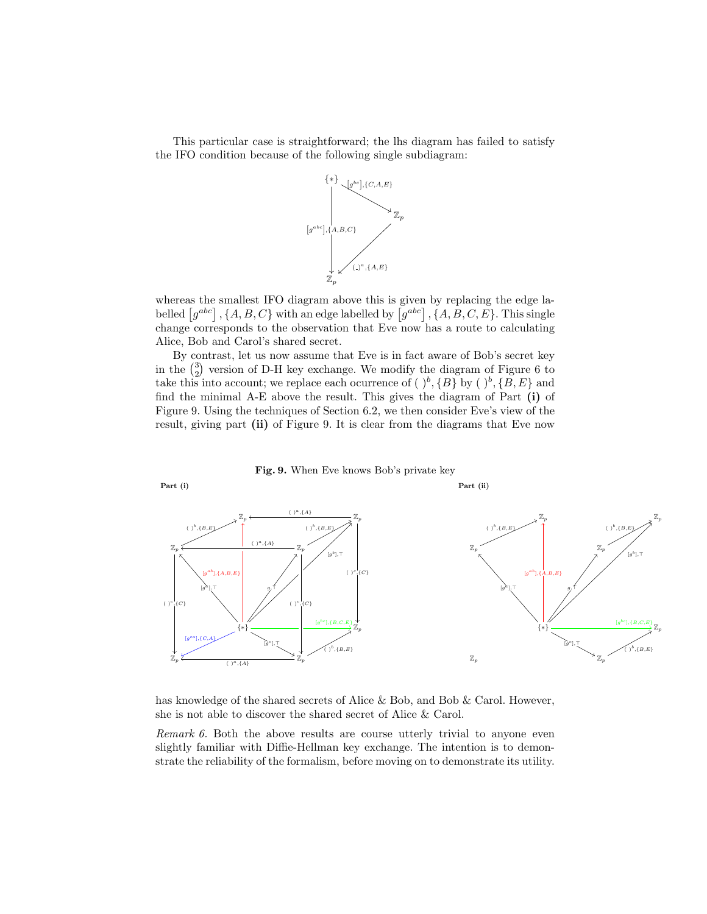This particular case is straightforward; the lhs diagram has failed to satisfy the IFO condition because of the following single subdiagram:

whereas the smallest IFO diagram above this is given by replacing the edge labelled $\left[g^{abc}\right], \{A, B, C\}$ with an edge labelled by $\left[g^{abc}\right], \{A, B, C, E\}$. This single change corresponds to the observation that Eve now has a route to calculating Alice, Bob and Carol's shared secret.

By contrast, let us now assume that Eve is in fact aware of Bob's secret key in the $\binom{3}{2}$ version of D-H key exchange. We modify the diagram of Figure 6 to take this into account; we replace each ocurrence of $(\ )^b, \{B\}$ by $(\ )^b, \{B, E\}$ and find the minimal A-E above the result. This gives the diagram of Part **(i)** of Figure 9. Using the techniques of Section 6.2, we then consider Eve's view of the result, giving part **(ii)** of Figure 9. It is clear from the diagrams that Eve now

**Fig. 9.** When Eve knows Bob's private key

has knowledge of the shared secrets of Alice & Bob, and Bob & Carol. However, she is not able to discover the shared secret of Alice & Carol.

*Remark 6.* Both the above results are course utterly trivial to anyone even slightly familiar with Diffie-Hellman key exchange. The intention is to demonstrate the reliability of the formalism, before moving on to demonstrate its utility.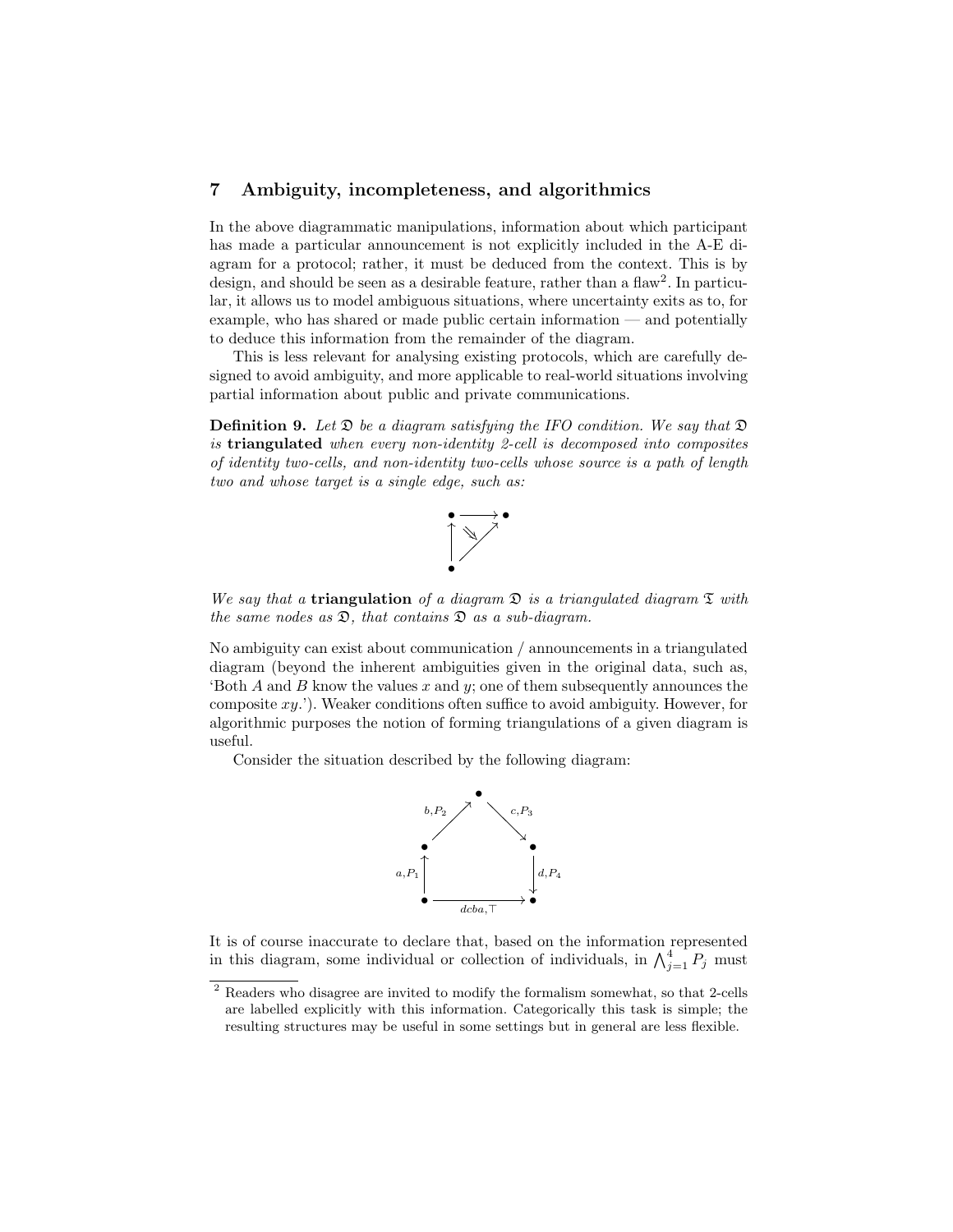## 7 Ambiguity, incompleteness, and algorithmics

In the above diagrammatic manipulations, information about which participant has made a particular announcement is not explicitly included in the A-E diagram for a protocol; rather, it must be deduced from the context. This is by design, and should be seen as a desirable feature, rather than a flaw[2]. In particular, it allows us to model ambiguous situations, where uncertainty exits as to, for example, who has shared or made public certain information — and potentially to deduce this information from the remainder of the diagram.

This is less relevant for analysing existing protocols, which are carefully designed to avoid ambiguity, and more applicable to real-world situations involving partial information about public and private communications.

**Definition 9.** *Let $\mathfrak{D}$ be a diagram satisfying the IFO condition. We say that $\mathfrak{D}$ is* **triangulated** *when every non-identity 2-cell is decomposed into composites of identity two-cells, and non-identity two-cells whose source is a path of length two and whose target is a single edge, such as:*

*We say that a* **triangulation** *of a diagram $\mathfrak{D}$ is a triangulated diagram $\mathfrak{T}$ with the same nodes as $\mathfrak{D}$, that contains $\mathfrak{D}$ as a sub-diagram.*

No ambiguity can exist about communication / announcements in a triangulated diagram (beyond the inherent ambiguities given in the original data, such as, 'Both $A$ and $B$ know the values $x$ and $y$; one of them subsequently announces the composite $xy$.'). Weaker conditions often suffice to avoid ambiguity. However, for algorithmic purposes the notion of forming triangulations of a given diagram is useful.

Consider the situation described by the following diagram:

It is of course inaccurate to declare that, based on the information represented in this diagram, some individual or collection of individuals, in $\bigwedge_{j=1}^{4} P_j$ must

[2] Readers who disagree are invited to modify the formalism somewhat, so that 2-cells are labelled explicitly with this information. Categorically this task is simple; the resulting structures may be useful in some settings but in general are less flexible.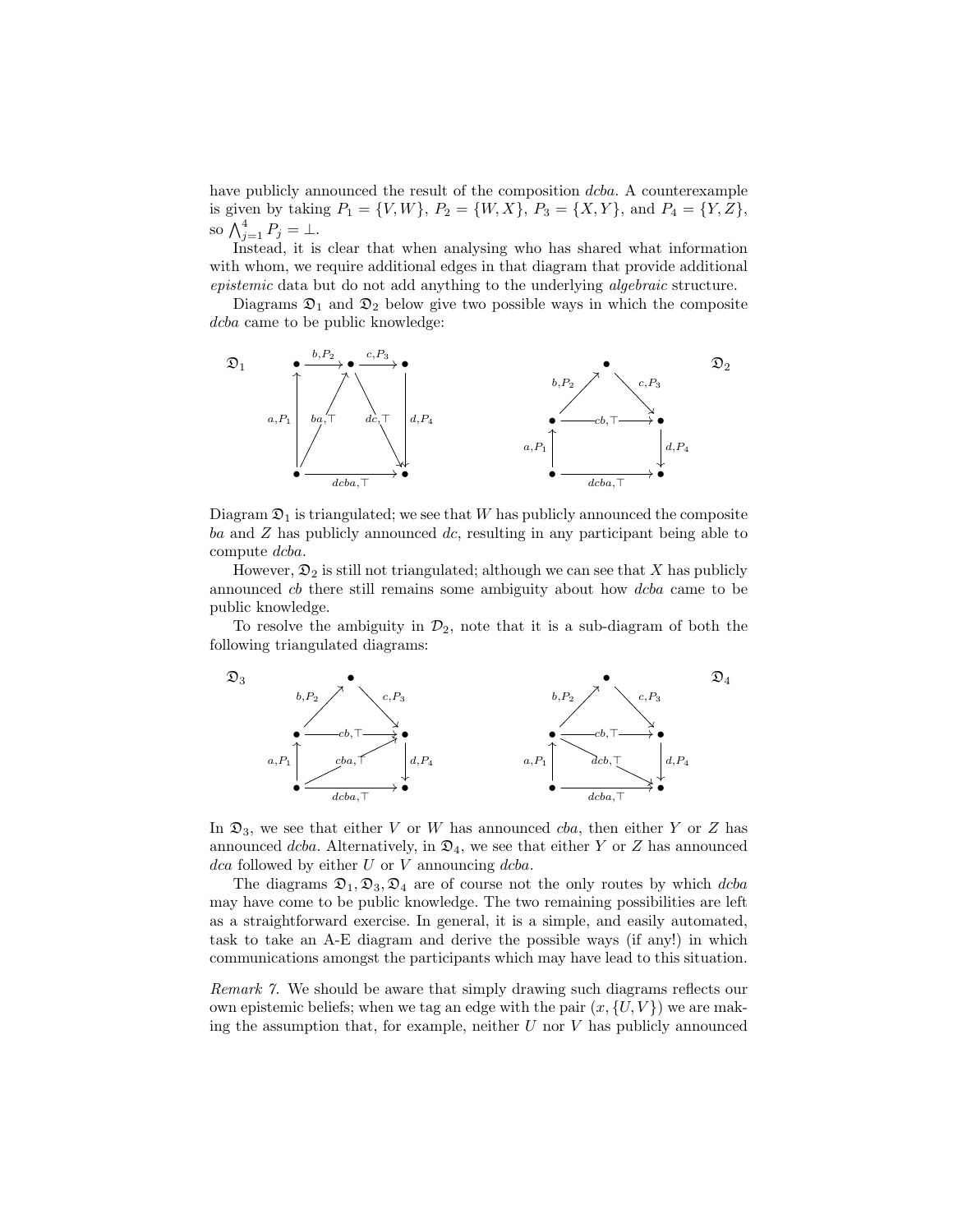have publicly announced the result of the composition $dcba$. A counterexample is given by taking $P_1 = \{V, W\}$, $P_2 = \{W, X\}$, $P_3 = \{X, Y\}$, and $P_4 = \{Y, Z\}$, so $\bigwedge_{j=1}^{4} P_j = \bot$.

Instead, it is clear that when analysing who has shared what information with whom, we require additional edges in that diagram that provide additional *epistemic* data but do not add anything to the underlying *algebraic* structure.

Diagrams $\mathfrak{D}_1$ and $\mathfrak{D}_2$ below give two possible ways in which the composite $dcba$ came to be public knowledge:

Diagram $\mathfrak{D}_1$ is triangulated; we see that $W$ has publicly announced the composite $ba$ and $Z$ has publicly announced $dc$, resulting in any participant being able to compute $dcba$.

However, $\mathfrak{D}_2$ is still not triangulated; although we can see that $X$ has publicly announced $cb$ there still remains some ambiguity about how $dcba$ came to be public knowledge.

To resolve the ambiguity in $\mathcal{D}_2$, note that it is a sub-diagram of both the following triangulated diagrams:

In $\mathfrak{D}_3$, we see that either $V$ or $W$ has announced $cba$, then either $Y$ or $Z$ has announced $dcba$. Alternatively, in $\mathfrak{D}_4$, we see that either $Y$ or $Z$ has announced $dca$ followed by either $U$ or $V$ announcing $dcba$.

The diagrams $\mathfrak{D}_1, \mathfrak{D}_3, \mathfrak{D}_4$ are of course not the only routes by which $dcba$ may have come to be public knowledge. The two remaining possibilities are left as a straightforward exercise. In general, it is a simple, and easily automated, task to take an A-E diagram and derive the possible ways (if any!) in which communications amongst the participants which may have lead to this situation.

*Remark 7.* We should be aware that simply drawing such diagrams reflects our own epistemic beliefs; when we tag an edge with the pair $(x, \{U, V\})$ we are making the assumption that, for example, neither $U$ nor $V$ has publicly announced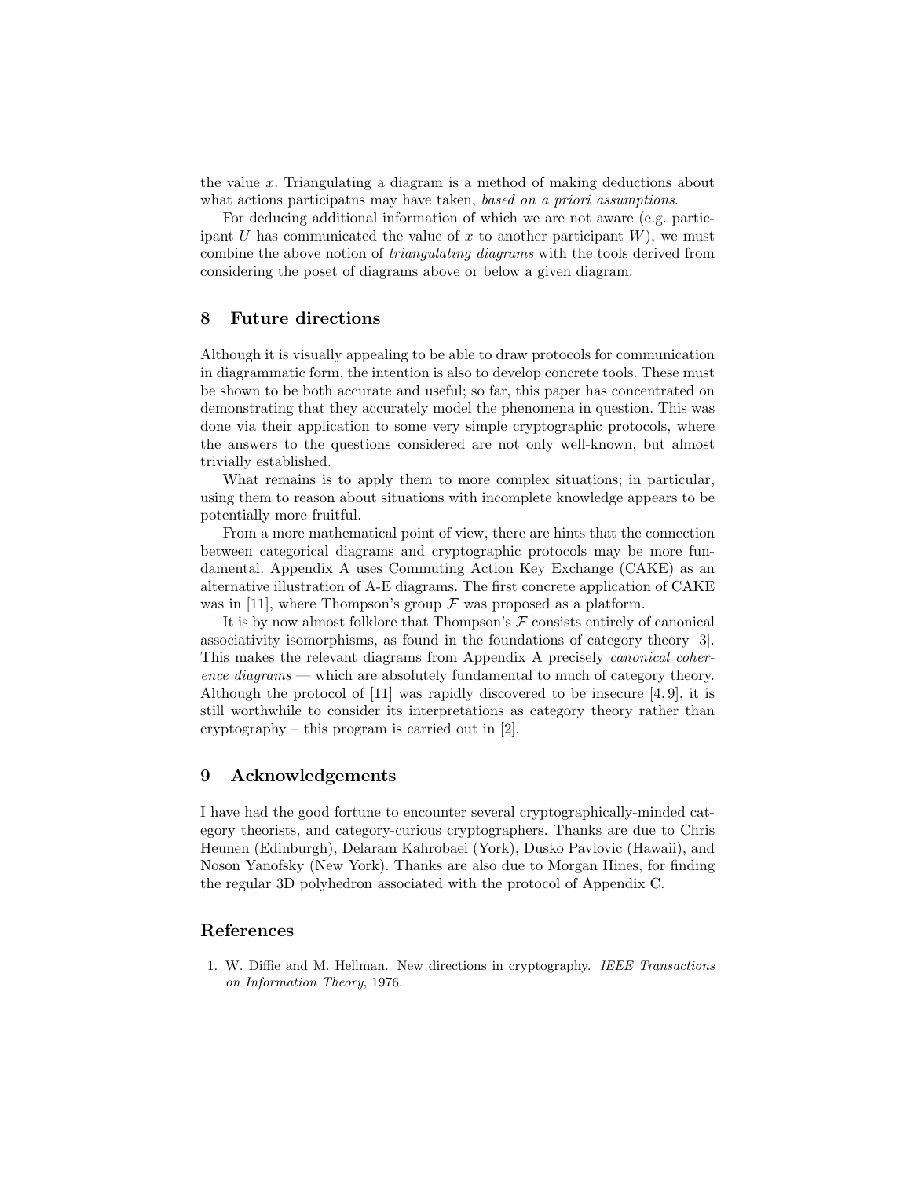the value $x$. Triangulating a diagram is a method of making deductions about what actions participatns may have taken, *based on a priori assumptions*.

For deducing additional information of which we are not aware (e.g. participant $U$ has communicated the value of $x$ to another participant $W$), we must combine the above notion of *triangulating diagrams* with the tools derived from considering the poset of diagrams above or below a given diagram.

## 8 Future directions

Although it is visually appealing to be able to draw protocols for communication in diagrammatic form, the intention is also to develop concrete tools. These must be shown to be both accurate and useful; so far, this paper has concentrated on demonstrating that they accurately model the phenomena in question. This was done via their application to some very simple cryptographic protocols, where the answers to the questions considered are not only well-known, but almost trivially established.

What remains is to apply them to more complex situations; in particular, using them to reason about situations with incomplete knowledge appears to be potentially more fruitful.

From a more mathematical point of view, there are hints that the connection between categorical diagrams and cryptographic protocols may be more fundamental. Appendix A uses Commuting Action Key Exchange (CAKE) as an alternative illustration of A-E diagrams. The first concrete application of CAKE was in [11], where Thompson's group $\mathcal{F}$ was proposed as a platform.

It is by now almost folklore that Thompson's $\mathcal{F}$ consists entirely of canonical associativity isomorphisms, as found in the foundations of category theory [3]. This makes the relevant diagrams from Appendix A precisely *canonical coherence diagrams* — which are absolutely fundamental to much of category theory. Although the protocol of [11] was rapidly discovered to be insecure [4, 9], it is still worthwhile to consider its interpretations as category theory rather than cryptography – this program is carried out in [2].

## 9 Acknowledgements

I have had the good fortune to encounter several cryptographically-minded category theorists, and category-curious cryptographers. Thanks are due to Chris Heunen (Edinburgh), Delaram Kahrobaei (York), Dusko Pavlovic (Hawaii), and Noson Yanofsky (New York). Thanks are also due to Morgan Hines, for finding the regular 3D polyhedron associated with the protocol of Appendix C.

## References

1. W. Diffie and M. Hellman. New directions in cryptography. *IEEE Transactions on Information Theory*, 1976.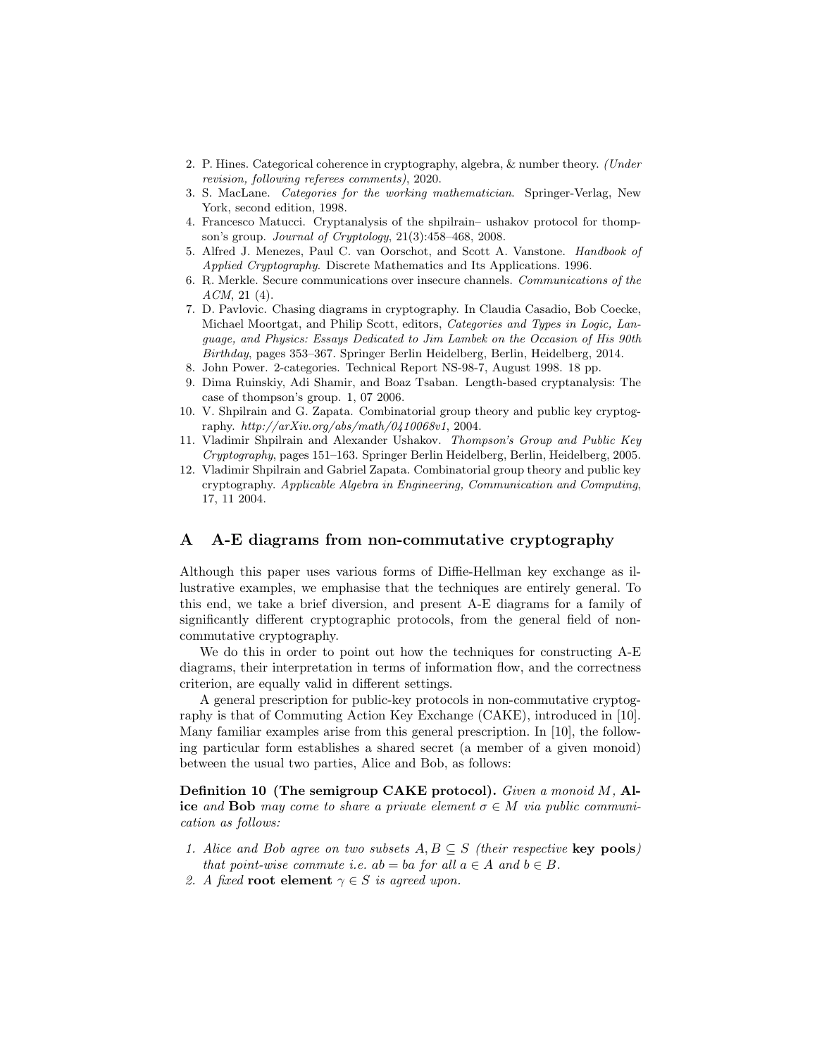2. P. Hines. Categorical coherence in cryptography, algebra, & number theory. *(Under revision, following referees comments)*, 2020.
3. S. MacLane. *Categories for the working mathematician*. Springer-Verlag, New York, second edition, 1998.
4. Francesco Matucci. Cryptanalysis of the shpilrain– ushakov protocol for thompson's group. *Journal of Cryptology*, 21(3):458–468, 2008.
5. Alfred J. Menezes, Paul C. van Oorschot, and Scott A. Vanstone. *Handbook of Applied Cryptography*. Discrete Mathematics and Its Applications. 1996.
6. R. Merkle. Secure communications over insecure channels. *Communications of the ACM*, 21 (4).
7. D. Pavlovic. Chasing diagrams in cryptography. In Claudia Casadio, Bob Coecke, Michael Moortgat, and Philip Scott, editors, *Categories and Types in Logic, Language, and Physics: Essays Dedicated to Jim Lambek on the Occasion of His 90th Birthday*, pages 353–367. Springer Berlin Heidelberg, Berlin, Heidelberg, 2014.
8. John Power. 2-categories. Technical Report NS-98-7, August 1998. 18 pp.
9. Dima Ruinskiy, Adi Shamir, and Boaz Tsaban. Length-based cryptanalysis: The case of thompson's group. 1, 07 2006.
10. V. Shpilrain and G. Zapata. Combinatorial group theory and public key cryptography. *http://arXiv.org/abs/math/0410068v1*, 2004.
11. Vladimir Shpilrain and Alexander Ushakov. *Thompson's Group and Public Key Cryptography*, pages 151–163. Springer Berlin Heidelberg, Berlin, Heidelberg, 2005.
12. Vladimir Shpilrain and Gabriel Zapata. Combinatorial group theory and public key cryptography. *Applicable Algebra in Engineering, Communication and Computing*, 17, 11 2004.

## A A-E diagrams from non-commutative cryptography

Although this paper uses various forms of Diffie-Hellman key exchange as illustrative examples, we emphasise that the techniques are entirely general. To this end, we take a brief diversion, and present A-E diagrams for a family of significantly different cryptographic protocols, from the general field of non-commutative cryptography.

We do this in order to point out how the techniques for constructing A-E diagrams, their interpretation in terms of information flow, and the correctness criterion, are equally valid in different settings.

A general prescription for public-key protocols in non-commutative cryptography is that of Commuting Action Key Exchange (CAKE), introduced in [10]. Many familiar examples arise from this general prescription. In [10], the following particular form establishes a shared secret (a member of a given monoid) between the usual two parties, Alice and Bob, as follows:

**Definition 10 (The semigroup CAKE protocol).** *Given a monoid $M$,* **Alice** *and* **Bob** *may come to share a private element $\sigma \in M$ via public communication as follows:*

1. *Alice and Bob agree on two subsets $A, B \subseteq S$ (their respective* **key pools***) that point-wise commute i.e. $ab = ba$ for all $a \in A$ and $b \in B$.*
2. *A fixed* **root element** *$\gamma \in S$ is agreed upon.*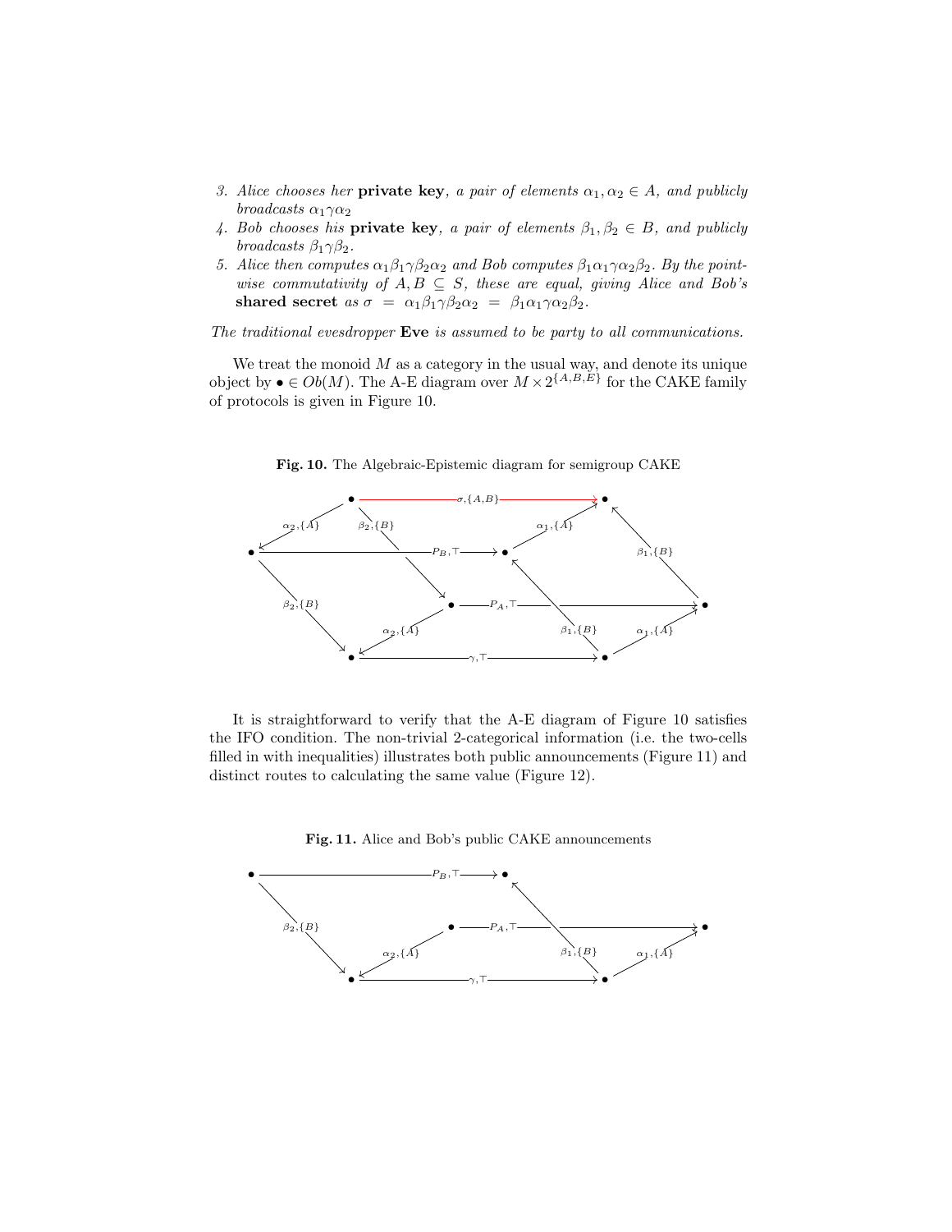3. *Alice chooses her* **private key***, a pair of elements* $\alpha_1, \alpha_2 \in A$*, and publicly broadcasts* $\alpha_1\gamma\alpha_2$
4. *Bob chooses his* **private key***, a pair of elements* $\beta_1, \beta_2 \in B$*, and publicly broadcasts* $\beta_1\gamma\beta_2$.
5. *Alice then computes* $\alpha_1\beta_1\gamma\beta_2\alpha_2$ *and Bob computes* $\beta_1\alpha_1\gamma\alpha_2\beta_2$*. By the point-wise commutativity of* $A, B \subseteq S$*, these are equal, giving Alice and Bob's* **shared secret** *as* $\sigma = \alpha_1\beta_1\gamma\beta_2\alpha_2 = \beta_1\alpha_1\gamma\alpha_2\beta_2$.

*The traditional evesdropper* **Eve** *is assumed to be party to all communications.*

We treat the monoid $M$ as a category in the usual way, and denote its unique object by $\bullet \in Ob(M)$. The A-E diagram over $M \times 2^{\{A,B,E\}}$ for the CAKE family of protocols is given in Figure 10.

**Fig. 10.** The Algebraic-Epistemic diagram for semigroup CAKE

It is straightforward to verify that the A-E diagram of Figure 10 satisfies the IFO condition. The non-trivial 2-categorical information (i.e. the two-cells filled in with inequalities) illustrates both public announcements (Figure 11) and distinct routes to calculating the same value (Figure 12).

**Fig. 11.** Alice and Bob's public CAKE announcements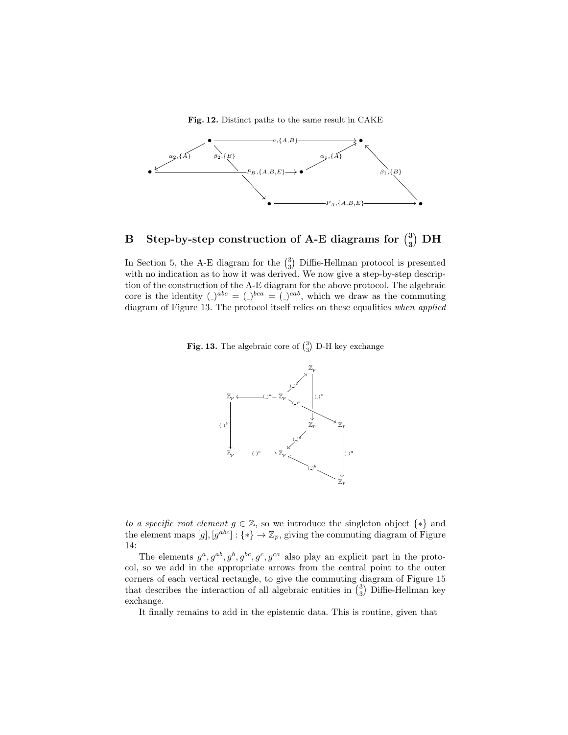**Fig. 12.** Distinct paths to the same result in CAKE

## B Step-by-step construction of A-E diagrams for $\binom{3}{3}$ DH

In Section 5, the A-E diagram for the $\binom{3}{3}$ Diffie-Hellman protocol is presented with no indication as to how it was derived. We now give a step-by-step description of the construction of the A-E diagram for the above protocol. The algebraic core is the identity $(\_)^{abc} = (\_)^{bca} = (\_)^{cab}$, which we draw as the commuting diagram of Figure 13. The protocol itself relies on these equalities *when applied to a specific root element* $g \in \mathbb{Z}$, so we introduce the singleton object $\{*\}$ and the element maps $[g], [g^{abc}] : \{*\} \to \mathbb{Z}_p$, giving the commuting diagram of Figure 14:

**Fig. 13.** The algebraic core of $\binom{3}{3}$ D-H key exchange

The elements $g^a, g^{ab}, g^b, g^{bc}, g^c, g^{ca}$ also play an explicit part in the protocol, so we add in the appropriate arrows from the central point to the outer corners of each vertical rectangle, to give the commuting diagram of Figure 15 that describes the interaction of all algebraic entities in $\binom{3}{3}$ Diffie-Hellman key exchange.

It finally remains to add in the epistemic data. This is routine, given that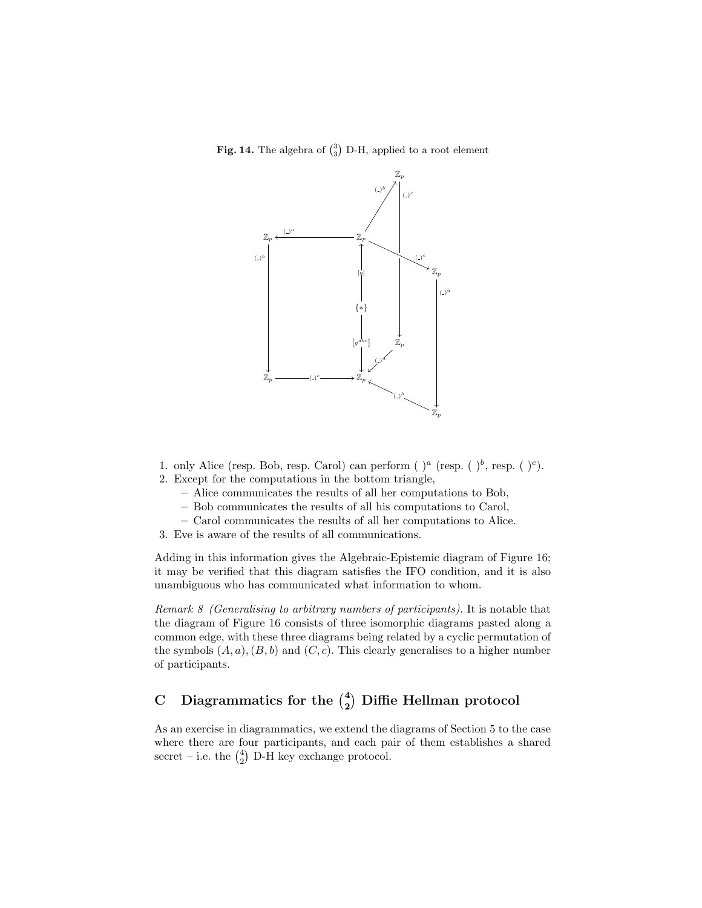**Fig. 14.** The algebra of $\binom{3}{3}$ D-H, applied to a root element

1. only Alice (resp. Bob, resp. Carol) can perform $(\ )^a$ (resp. $(\ )^b$, resp. $(\ )^c$).
2. Except for the computations in the bottom triangle,
   - Alice communicates the results of all her computations to Bob,
   - Bob communicates the results of all his computations to Carol,
   - Carol communicates the results of all her computations to Alice.
3. Eve is aware of the results of all communications.

Adding in this information gives the Algebraic-Epistemic diagram of Figure 16; it may be verified that this diagram satisfies the IFO condition, and it is also unambiguous who has communicated what information to whom.

*Remark 8 (Generalising to arbitrary numbers of participants).* It is notable that the diagram of Figure 16 consists of three isomorphic diagrams pasted along a common edge, with these three diagrams being related by a cyclic permutation of the symbols $(A, a)$, $(B, b)$ and $(C, c)$. This clearly generalises to a higher number of participants.

## C Diagrammatics for the $\binom{4}{2}$ Diffie Hellman protocol

As an exercise in diagrammatics, we extend the diagrams of Section 5 to the case where there are four participants, and each pair of them establishes a shared secret – i.e. the $\binom{4}{2}$ D-H key exchange protocol.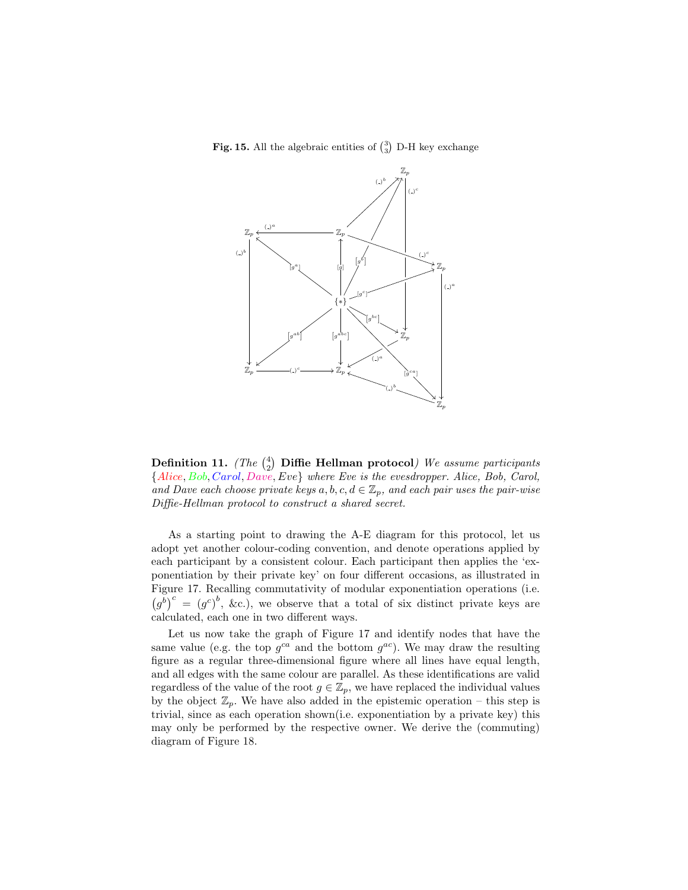**Fig. 15.** All the algebraic entities of $\binom{3}{3}$ D-H key exchange

**Definition 11.** *(The* $\binom{4}{2}$ **Diffie Hellman protocol***) We assume participants* $\{Alice, Bob, Carol, Dave, Eve\}$ *where Eve is the evesdropper. Alice, Bob, Carol, and Dave each choose private keys* $a, b, c, d \in \mathbb{Z}_p$*, and each pair uses the pair-wise Diffie-Hellman protocol to construct a shared secret.*

As a starting point to drawing the A-E diagram for this protocol, let us adopt yet another colour-coding convention, and denote operations applied by each participant by a consistent colour. Each participant then applies the 'exponentiation by their private key' on four different occasions, as illustrated in Figure 17. Recalling commutativity of modular exponentiation operations (i.e. $\left(g^b\right)^c = \left(g^c\right)^b$, &c.), we observe that a total of six distinct private keys are calculated, each one in two different ways.

Let us now take the graph of Figure 17 and identify nodes that have the same value (e.g. the top $g^{ca}$ and the bottom $g^{ac}$). We may draw the resulting figure as a regular three-dimensional figure where all lines have equal length, and all edges with the same colour are parallel. As these identifications are valid regardless of the value of the root $g \in \mathbb{Z}_p$, we have replaced the individual values by the object $\mathbb{Z}_p$. We have also added in the epistemic operation – this step is trivial, since as each operation shown(i.e. exponentiation by a private key) this may only be performed by the respective owner. We derive the (commuting) diagram of Figure 18.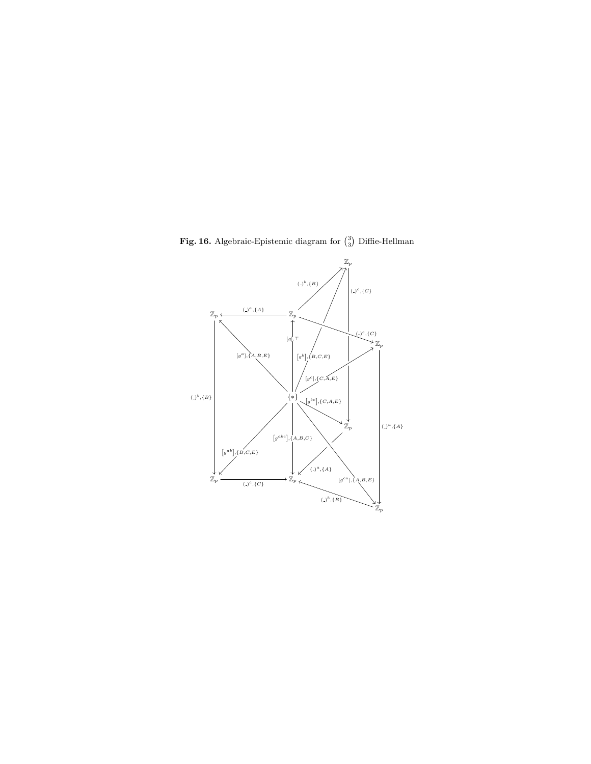**Fig. 16.** Algebraic-Epistemic diagram for $\binom{3}{3}$ Diffie-Hellman

$\mathbb{Z}_p$

$(\_)^b, \{B\}$

$(\_)^c, \{C\}$

$\mathbb{Z}_p$ $(\_)^a, \{A\}$ $\mathbb{Z}_p$

$(\_)^c, \{C\}$

$\mathbb{Z}_p$

$[g], \top$

$[g^a], \{A, B, E\}$

$[g^b], \{B, C, E\}$

$[g^c], \{C, A, E\}$

$(\_)^b, \{B\}$

$\{*\}$

$[g^{bc}], \{C, A, E\}$

$\mathbb{Z}_p$

$(\_)^a, \{A\}$

$[g^{abc}], \{A, B, C\}$

$[g^{ab}], \{B, C, E\}$

$(\_)^a, \{A\}$

$[g^{ca}], \{A, B, E\}$

$\mathbb{Z}_p$ $(\_)^c, \{C\}$ $\mathbb{Z}_p$

$(\_)^b, \{B\}$

$\mathbb{Z}_p$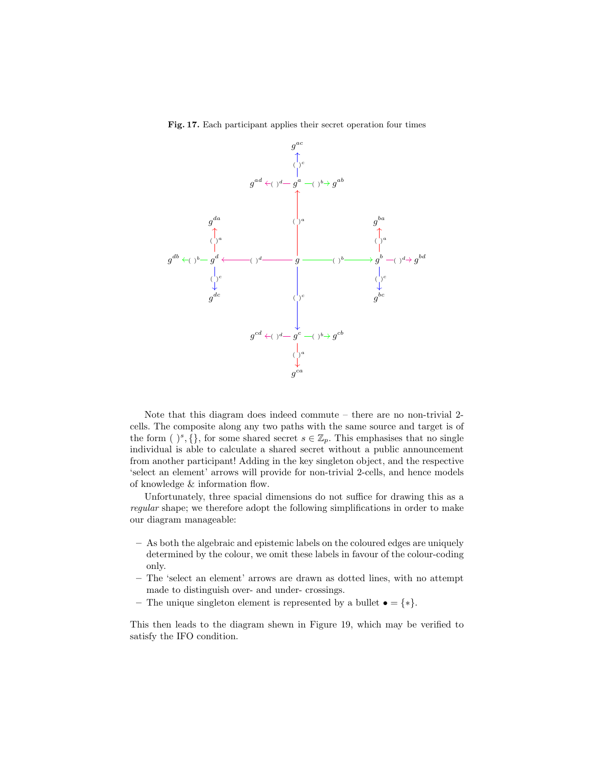**Fig. 17.** Each participant applies their secret operation four times

Note that this diagram does indeed commute – there are no non-trivial 2-cells. The composite along any two paths with the same source and target is of the form $(\ )^s, \{\}$, for some shared secret $s \in \mathbb{Z}_p$. This emphasises that no single individual is able to calculate a shared secret without a public announcement from another participant! Adding in the key singleton object, and the respective 'select an element' arrows will provide for non-trivial 2-cells, and hence models of knowledge & information flow.

Unfortunately, three spacial dimensions do not suffice for drawing this as a *regular* shape; we therefore adopt the following simplifications in order to make our diagram manageable:

- As both the algebraic and epistemic labels on the coloured edges are uniquely determined by the colour, we omit these labels in favour of the colour-coding only.
- The 'select an element' arrows are drawn as dotted lines, with no attempt made to distinguish over- and under- crossings.
- The unique singleton element is represented by a bullet $\bullet = \{*\}$.

This then leads to the diagram shewn in Figure 19, which may be verified to satisfy the IFO condition.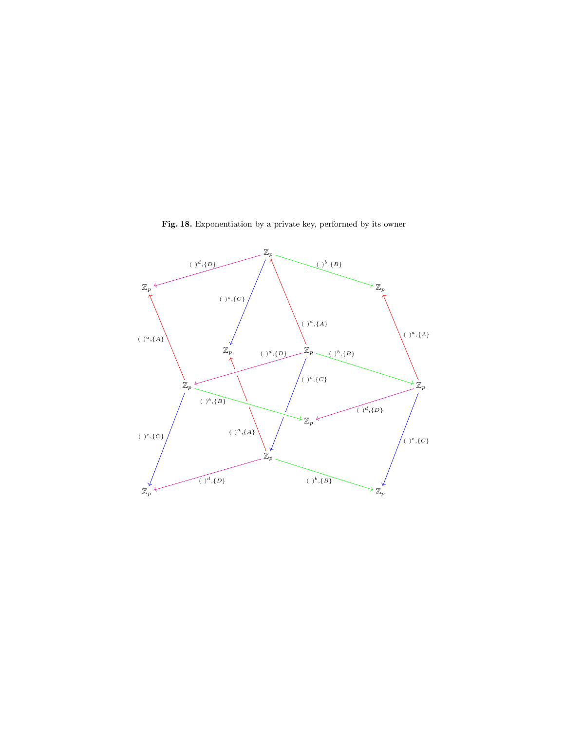**Fig. 18.** Exponentiation by a private key, performed by its owner

$\mathbb{Z}_p$ $\mathbb{Z}_p$ $\mathbb{Z}_p$

$(\ )^d, \{D\}$ $(\ )^b, \{B\}$ $(\ )^c, \{C\}$ $(\ )^a, \{A\}$ $(\ )^a, \{A\}$ $(\ )^a, \{A\}$

$\mathbb{Z}_p$ $\mathbb{Z}_p$

$(\ )^d, \{D\}$ $(\ )^b, \{B\}$ $(\ )^c, \{C\}$

$\mathbb{Z}_p$ $\mathbb{Z}_p$

$(\ )^b, \{B\}$ $(\ )^d, \{D\}$

$\mathbb{Z}_p$

$(\ )^c, \{C\}$ $(\ )^a, \{A\}$ $(\ )^c, \{C\}$

$\mathbb{Z}_p$

$(\ )^d, \{D\}$ $(\ )^b, \{B\}$

$\mathbb{Z}_p$ $\mathbb{Z}_p$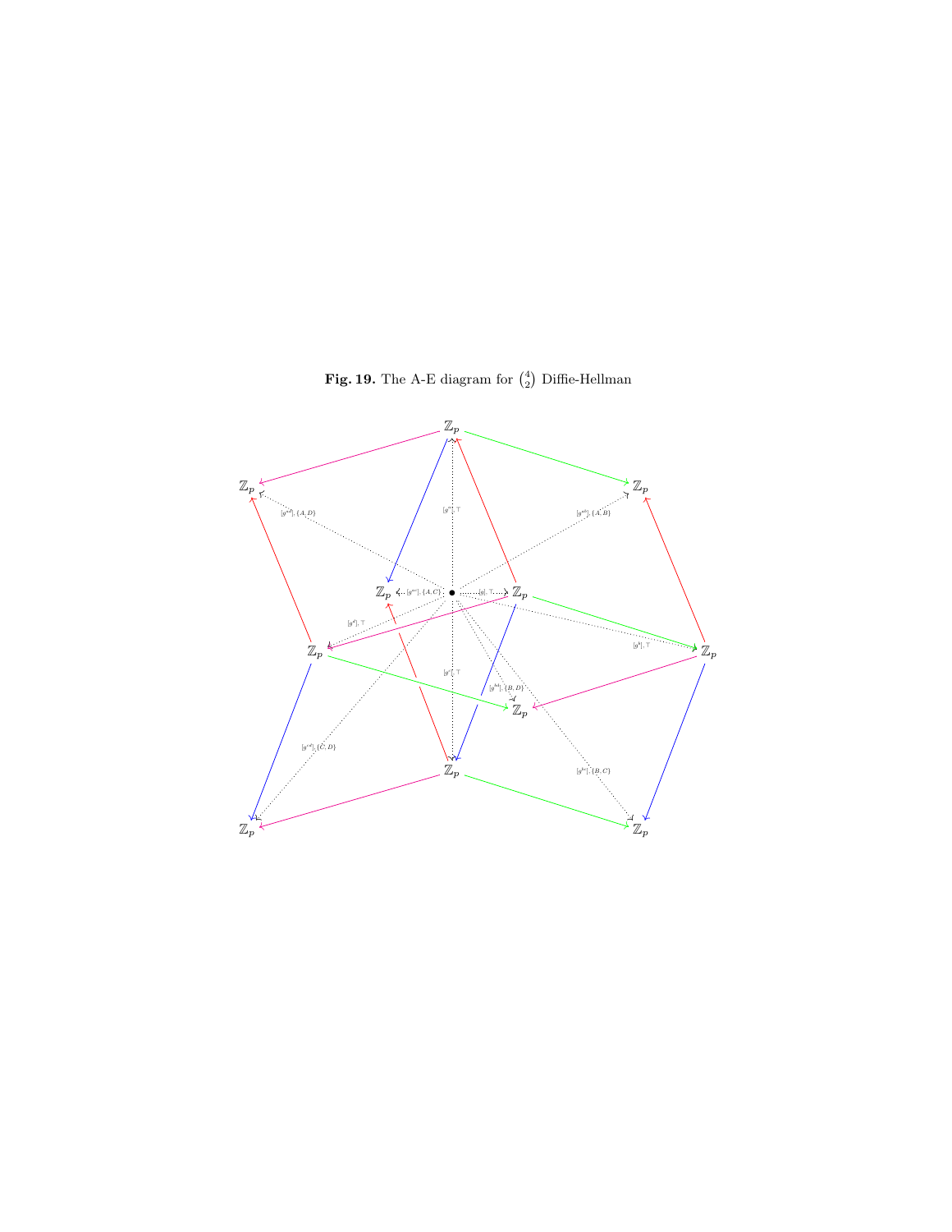**Fig. 19.** The A-E diagram for $\binom{4}{2}$ Diffie-Hellman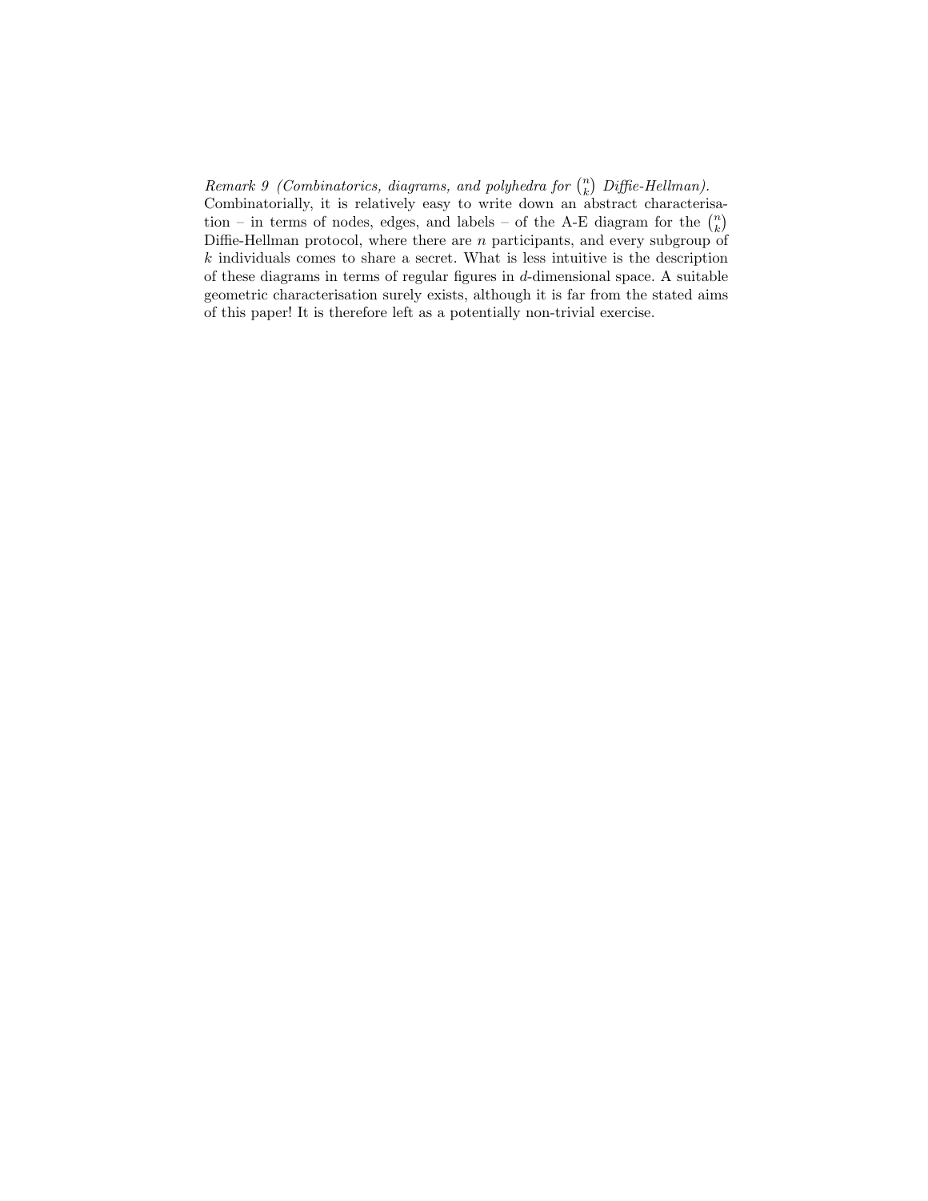*Remark 9 (Combinatorics, diagrams, and polyhedra for $\binom{n}{k}$ Diffie-Hellman).* Combinatorially, it is relatively easy to write down an abstract characterisation – in terms of nodes, edges, and labels – of the A-E diagram for the $\binom{n}{k}$ Diffie-Hellman protocol, where there are $n$ participants, and every subgroup of $k$ individuals comes to share a secret. What is less intuitive is the description of these diagrams in terms of regular figures in $d$-dimensional space. A suitable geometric characterisation surely exists, although it is far from the stated aims of this paper! It is therefore left as a potentially non-trivial exercise.